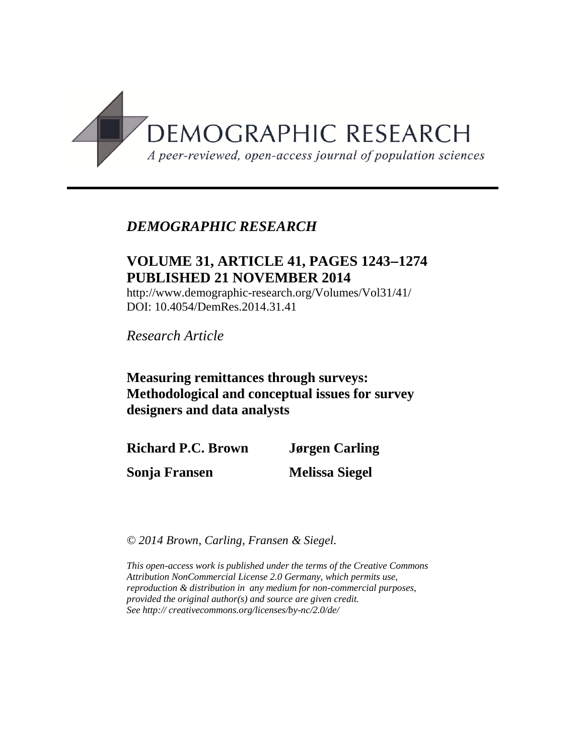DEMOGRAPHIC RESEARCH

*A peer-reviewed, open-access journal of population sciences*

---

*DEMOGRAPHIC RESEARCH*

**VOLUME 31, ARTICLE 41, PAGES 1243–1274**
**PUBLISHED 21 NOVEMBER 2014**

http://www.demographic-research.org/Volumes/Vol31/41/
DOI: 10.4054/DemRes.2014.31.41

*Research Article*

# Measuring remittances through surveys: Methodological and conceptual issues for survey designers and data analysts

**Richard P.C. Brown** **Jørgen Carling**

**Sonja Fransen** **Melissa Siegel**

*© 2014 Brown, Carling, Fransen & Siegel.*

*This open-access work is published under the terms of the Creative Commons Attribution NonCommercial License 2.0 Germany, which permits use, reproduction & distribution in any medium for non-commercial purposes, provided the original author(s) and source are given credit.*
*See http:// creativecommons.org/licenses/by-nc/2.0/de/*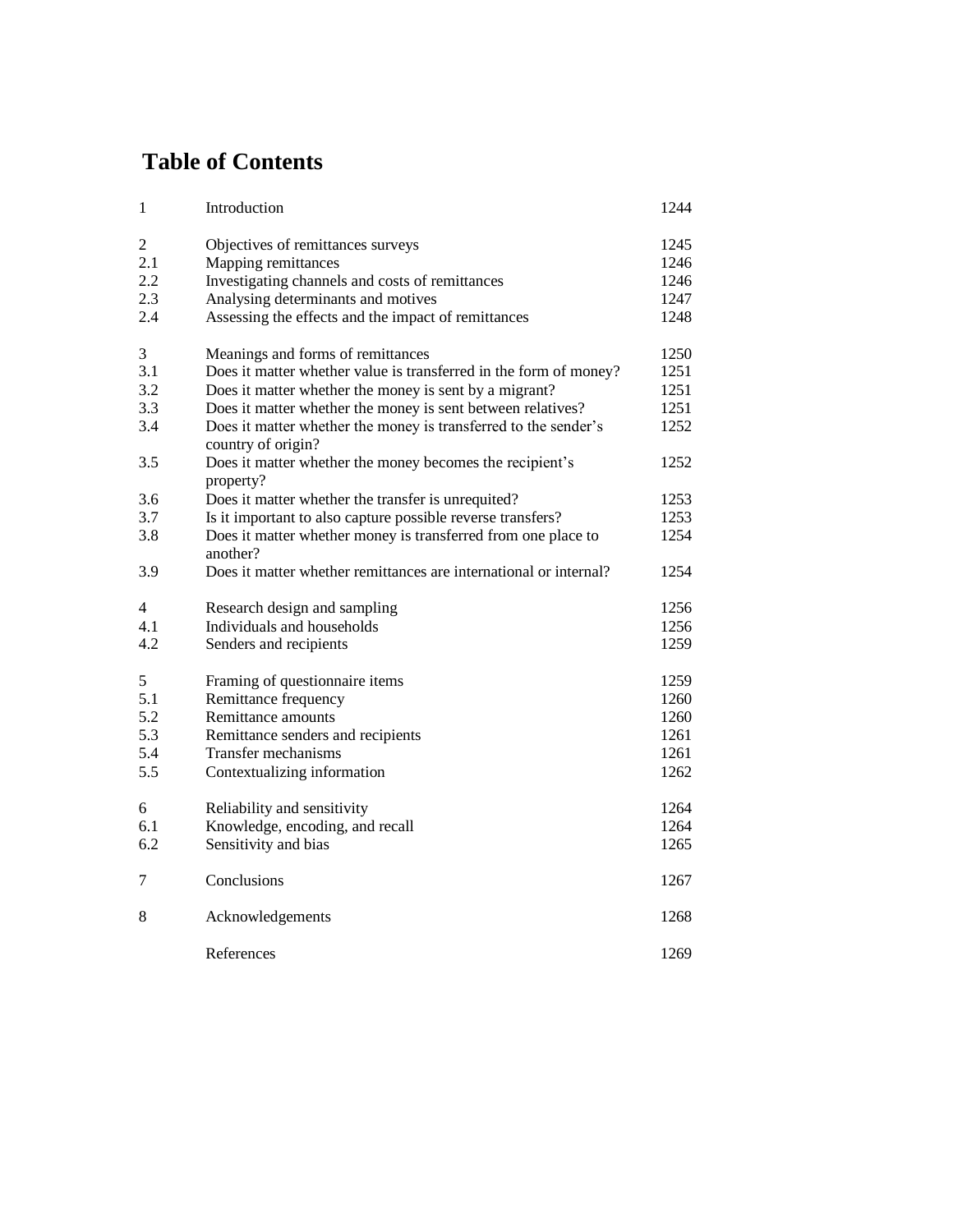# Table of Contents

| | | |
|---|---|---|
| 1 | Introduction | 1244 |
| 2 | Objectives of remittances surveys | 1245 |
| 2.1 | Mapping remittances | 1246 |
| 2.2 | Investigating channels and costs of remittances | 1246 |
| 2.3 | Analysing determinants and motives | 1247 |
| 2.4 | Assessing the effects and the impact of remittances | 1248 |
| 3 | Meanings and forms of remittances | 1250 |
| 3.1 | Does it matter whether value is transferred in the form of money? | 1251 |
| 3.2 | Does it matter whether the money is sent by a migrant? | 1251 |
| 3.3 | Does it matter whether the money is sent between relatives? | 1251 |
| 3.4 | Does it matter whether the money is transferred to the sender's country of origin? | 1252 |
| 3.5 | Does it matter whether the money becomes the recipient's property? | 1252 |
| 3.6 | Does it matter whether the transfer is unrequited? | 1253 |
| 3.7 | Is it important to also capture possible reverse transfers? | 1253 |
| 3.8 | Does it matter whether money is transferred from one place to another? | 1254 |
| 3.9 | Does it matter whether remittances are international or internal? | 1254 |
| 4 | Research design and sampling | 1256 |
| 4.1 | Individuals and households | 1256 |
| 4.2 | Senders and recipients | 1259 |
| 5 | Framing of questionnaire items | 1259 |
| 5.1 | Remittance frequency | 1260 |
| 5.2 | Remittance amounts | 1260 |
| 5.3 | Remittance senders and recipients | 1261 |
| 5.4 | Transfer mechanisms | 1261 |
| 5.5 | Contextualizing information | 1262 |
| 6 | Reliability and sensitivity | 1264 |
| 6.1 | Knowledge, encoding, and recall | 1264 |
| 6.2 | Sensitivity and bias | 1265 |
| 7 | Conclusions | 1267 |
| 8 | Acknowledgements | 1268 |
| | References | 1269 |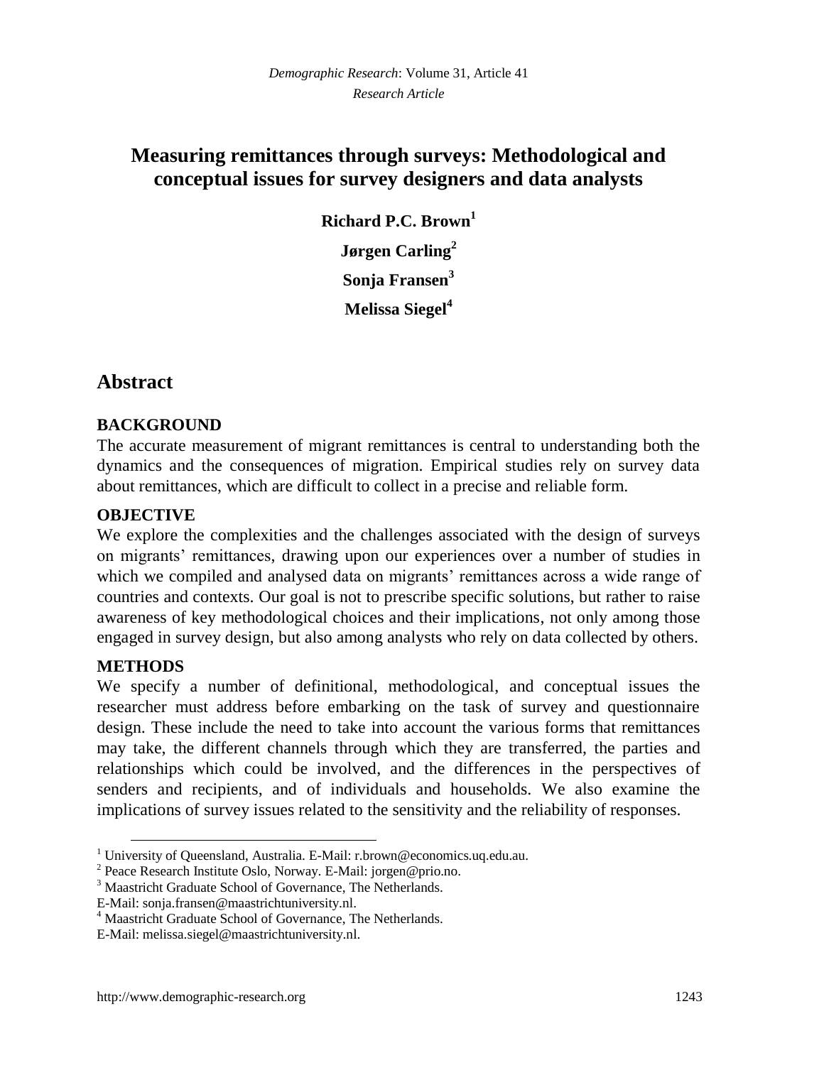# Measuring remittances through surveys: Methodological and conceptual issues for survey designers and data analysts

**Richard P.C. Brown**[1]

**Jørgen Carling**[2]

**Sonja Fransen**[3]

**Melissa Siegel**[4]

## Abstract

### BACKGROUND

The accurate measurement of migrant remittances is central to understanding both the dynamics and the consequences of migration. Empirical studies rely on survey data about remittances, which are difficult to collect in a precise and reliable form.

### OBJECTIVE

We explore the complexities and the challenges associated with the design of surveys on migrants' remittances, drawing upon our experiences over a number of studies in which we compiled and analysed data on migrants' remittances across a wide range of countries and contexts. Our goal is not to prescribe specific solutions, but rather to raise awareness of key methodological choices and their implications, not only among those engaged in survey design, but also among analysts who rely on data collected by others.

### METHODS

We specify a number of definitional, methodological, and conceptual issues the researcher must address before embarking on the task of survey and questionnaire design. These include the need to take into account the various forms that remittances may take, the different channels through which they are transferred, the parties and relationships which could be involved, and the differences in the perspectives of senders and recipients, and of individuals and households. We also examine the implications of survey issues related to the sensitivity and the reliability of responses.

---

[1] University of Queensland, Australia. E-Mail: r.brown@economics.uq.edu.au.

[2] Peace Research Institute Oslo, Norway. E-Mail: jorgen@prio.no.

[3] Maastricht Graduate School of Governance, The Netherlands.
E-Mail: sonja.fransen@maastrichtuniversity.nl.

[4] Maastricht Graduate School of Governance, The Netherlands.
E-Mail: melissa.siegel@maastrichtuniversity.nl.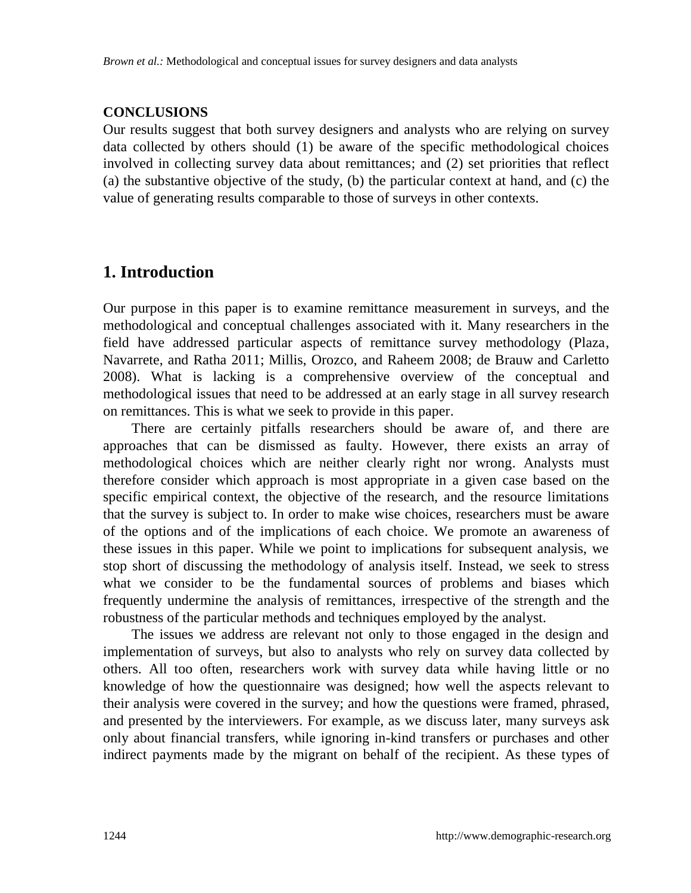**CONCLUSIONS**

Our results suggest that both survey designers and analysts who are relying on survey data collected by others should (1) be aware of the specific methodological choices involved in collecting survey data about remittances; and (2) set priorities that reflect (a) the substantive objective of the study, (b) the particular context at hand, and (c) the value of generating results comparable to those of surveys in other contexts.

## 1. Introduction

Our purpose in this paper is to examine remittance measurement in surveys, and the methodological and conceptual challenges associated with it. Many researchers in the field have addressed particular aspects of remittance survey methodology (Plaza, Navarrete, and Ratha 2011; Millis, Orozco, and Raheem 2008; de Brauw and Carletto 2008). What is lacking is a comprehensive overview of the conceptual and methodological issues that need to be addressed at an early stage in all survey research on remittances. This is what we seek to provide in this paper.

There are certainly pitfalls researchers should be aware of, and there are approaches that can be dismissed as faulty. However, there exists an array of methodological choices which are neither clearly right nor wrong. Analysts must therefore consider which approach is most appropriate in a given case based on the specific empirical context, the objective of the research, and the resource limitations that the survey is subject to. In order to make wise choices, researchers must be aware of the options and of the implications of each choice. We promote an awareness of these issues in this paper. While we point to implications for subsequent analysis, we stop short of discussing the methodology of analysis itself. Instead, we seek to stress what we consider to be the fundamental sources of problems and biases which frequently undermine the analysis of remittances, irrespective of the strength and the robustness of the particular methods and techniques employed by the analyst.

The issues we address are relevant not only to those engaged in the design and implementation of surveys, but also to analysts who rely on survey data collected by others. All too often, researchers work with survey data while having little or no knowledge of how the questionnaire was designed; how well the aspects relevant to their analysis were covered in the survey; and how the questions were framed, phrased, and presented by the interviewers. For example, as we discuss later, many surveys ask only about financial transfers, while ignoring in-kind transfers or purchases and other indirect payments made by the migrant on behalf of the recipient. As these types of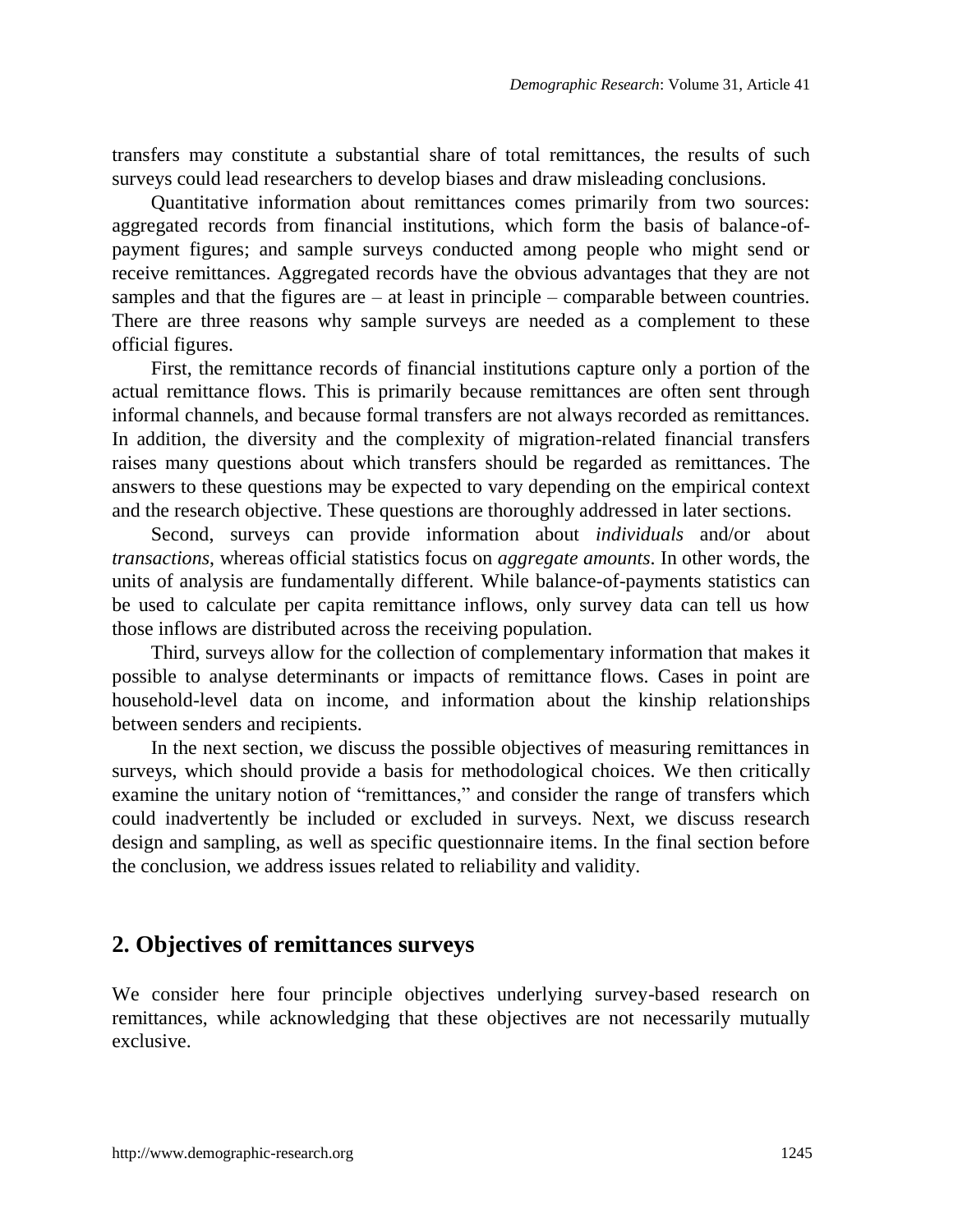transfers may constitute a substantial share of total remittances, the results of such surveys could lead researchers to develop biases and draw misleading conclusions.

Quantitative information about remittances comes primarily from two sources: aggregated records from financial institutions, which form the basis of balance-of-payment figures; and sample surveys conducted among people who might send or receive remittances. Aggregated records have the obvious advantages that they are not samples and that the figures are – at least in principle – comparable between countries. There are three reasons why sample surveys are needed as a complement to these official figures.

First, the remittance records of financial institutions capture only a portion of the actual remittance flows. This is primarily because remittances are often sent through informal channels, and because formal transfers are not always recorded as remittances. In addition, the diversity and the complexity of migration-related financial transfers raises many questions about which transfers should be regarded as remittances. The answers to these questions may be expected to vary depending on the empirical context and the research objective. These questions are thoroughly addressed in later sections.

Second, surveys can provide information about *individuals* and/or about *transactions*, whereas official statistics focus on *aggregate amounts*. In other words, the units of analysis are fundamentally different. While balance-of-payments statistics can be used to calculate per capita remittance inflows, only survey data can tell us how those inflows are distributed across the receiving population.

Third, surveys allow for the collection of complementary information that makes it possible to analyse determinants or impacts of remittance flows. Cases in point are household-level data on income, and information about the kinship relationships between senders and recipients.

In the next section, we discuss the possible objectives of measuring remittances in surveys, which should provide a basis for methodological choices. We then critically examine the unitary notion of "remittances," and consider the range of transfers which could inadvertently be included or excluded in surveys. Next, we discuss research design and sampling, as well as specific questionnaire items. In the final section before the conclusion, we address issues related to reliability and validity.

## 2. Objectives of remittances surveys

We consider here four principle objectives underlying survey-based research on remittances, while acknowledging that these objectives are not necessarily mutually exclusive.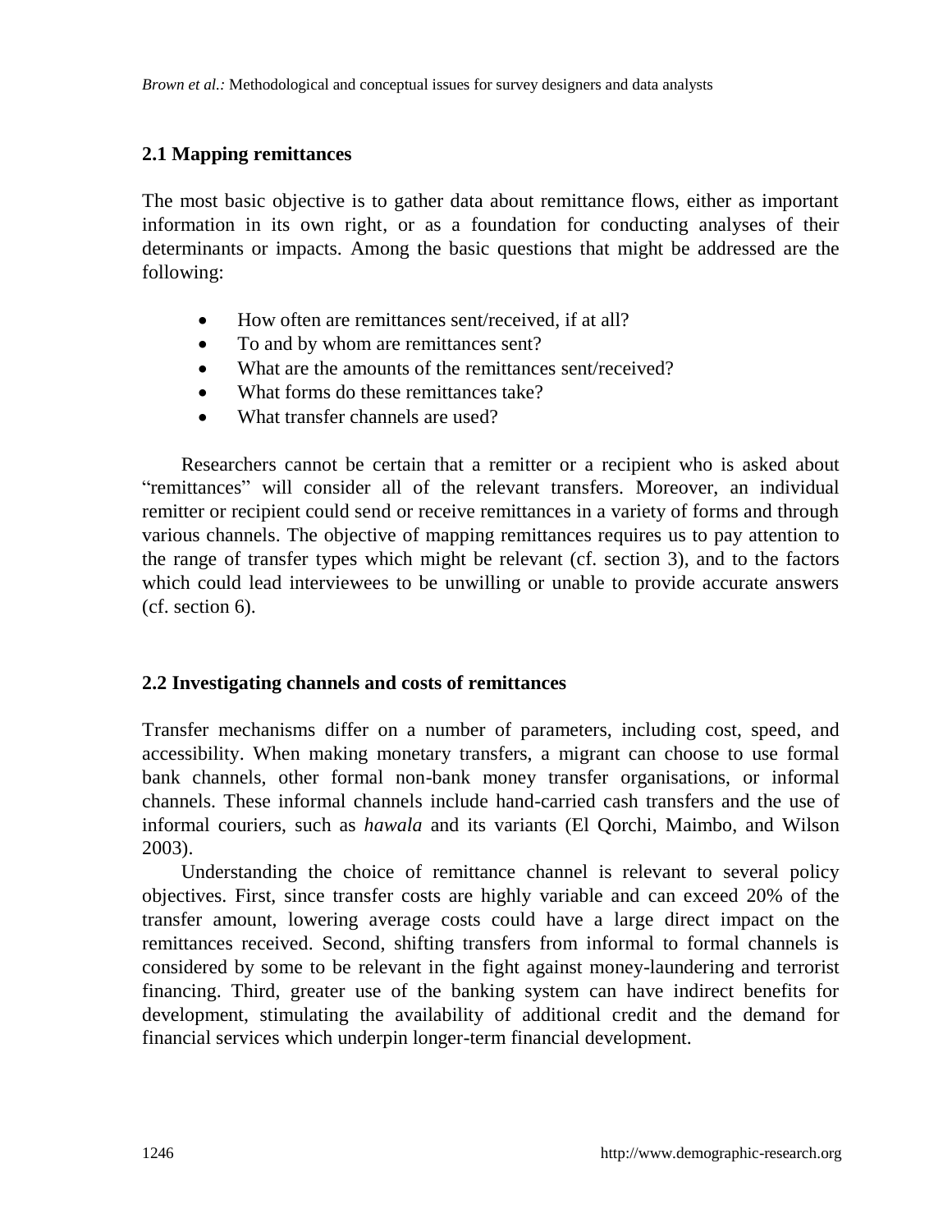## 2.1 Mapping remittances

The most basic objective is to gather data about remittance flows, either as important information in its own right, or as a foundation for conducting analyses of their determinants or impacts. Among the basic questions that might be addressed are the following:

- How often are remittances sent/received, if at all?
- To and by whom are remittances sent?
- What are the amounts of the remittances sent/received?
- What forms do these remittances take?
- What transfer channels are used?

Researchers cannot be certain that a remitter or a recipient who is asked about "remittances" will consider all of the relevant transfers. Moreover, an individual remitter or recipient could send or receive remittances in a variety of forms and through various channels. The objective of mapping remittances requires us to pay attention to the range of transfer types which might be relevant (cf. section 3), and to the factors which could lead interviewees to be unwilling or unable to provide accurate answers (cf. section 6).

## 2.2 Investigating channels and costs of remittances

Transfer mechanisms differ on a number of parameters, including cost, speed, and accessibility. When making monetary transfers, a migrant can choose to use formal bank channels, other formal non-bank money transfer organisations, or informal channels. These informal channels include hand-carried cash transfers and the use of informal couriers, such as *hawala* and its variants (El Qorchi, Maimbo, and Wilson 2003).

Understanding the choice of remittance channel is relevant to several policy objectives. First, since transfer costs are highly variable and can exceed 20% of the transfer amount, lowering average costs could have a large direct impact on the remittances received. Second, shifting transfers from informal to formal channels is considered by some to be relevant in the fight against money-laundering and terrorist financing. Third, greater use of the banking system can have indirect benefits for development, stimulating the availability of additional credit and the demand for financial services which underpin longer-term financial development.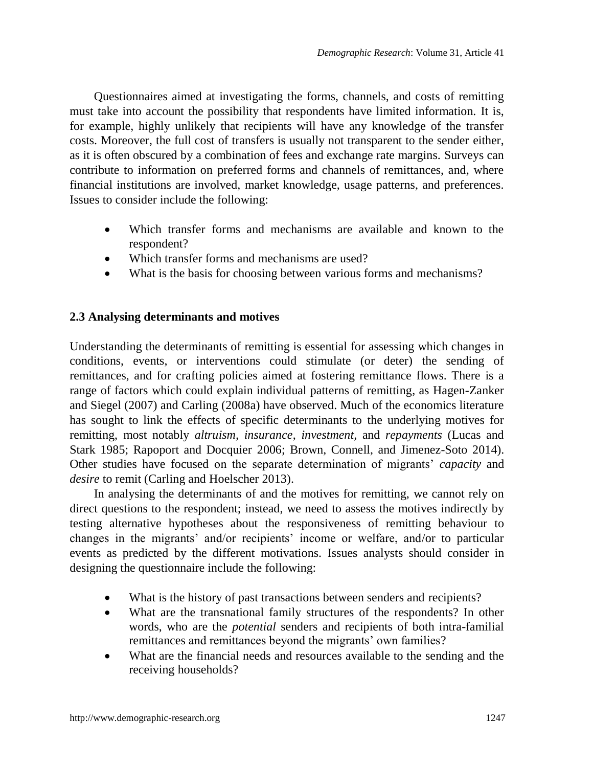Questionnaires aimed at investigating the forms, channels, and costs of remitting must take into account the possibility that respondents have limited information. It is, for example, highly unlikely that recipients will have any knowledge of the transfer costs. Moreover, the full cost of transfers is usually not transparent to the sender either, as it is often obscured by a combination of fees and exchange rate margins. Surveys can contribute to information on preferred forms and channels of remittances, and, where financial institutions are involved, market knowledge, usage patterns, and preferences. Issues to consider include the following:

- Which transfer forms and mechanisms are available and known to the respondent?
- Which transfer forms and mechanisms are used?
- What is the basis for choosing between various forms and mechanisms?

### 2.3 Analysing determinants and motives

Understanding the determinants of remitting is essential for assessing which changes in conditions, events, or interventions could stimulate (or deter) the sending of remittances, and for crafting policies aimed at fostering remittance flows. There is a range of factors which could explain individual patterns of remitting, as Hagen-Zanker and Siegel (2007) and Carling (2008a) have observed. Much of the economics literature has sought to link the effects of specific determinants to the underlying motives for remitting, most notably *altruism*, *insurance*, *investment*, and *repayments* (Lucas and Stark 1985; Rapoport and Docquier 2006; Brown, Connell, and Jimenez-Soto 2014). Other studies have focused on the separate determination of migrants' *capacity* and *desire* to remit (Carling and Hoelscher 2013).

In analysing the determinants of and the motives for remitting, we cannot rely on direct questions to the respondent; instead, we need to assess the motives indirectly by testing alternative hypotheses about the responsiveness of remitting behaviour to changes in the migrants' and/or recipients' income or welfare, and/or to particular events as predicted by the different motivations. Issues analysts should consider in designing the questionnaire include the following:

- What is the history of past transactions between senders and recipients?
- What are the transnational family structures of the respondents? In other words, who are the *potential* senders and recipients of both intra-familial remittances and remittances beyond the migrants' own families?
- What are the financial needs and resources available to the sending and the receiving households?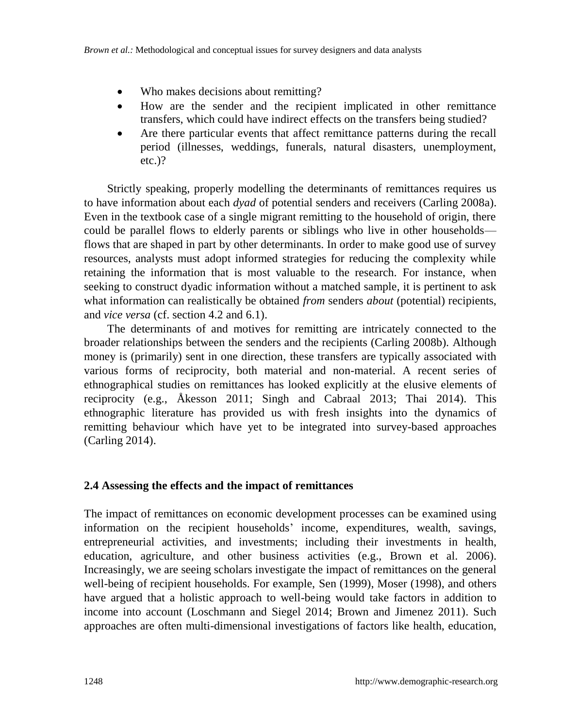- Who makes decisions about remitting?
- How are the sender and the recipient implicated in other remittance transfers, which could have indirect effects on the transfers being studied?
- Are there particular events that affect remittance patterns during the recall period (illnesses, weddings, funerals, natural disasters, unemployment, etc.)?

Strictly speaking, properly modelling the determinants of remittances requires us to have information about each *dyad* of potential senders and receivers (Carling 2008a). Even in the textbook case of a single migrant remitting to the household of origin, there could be parallel flows to elderly parents or siblings who live in other households—flows that are shaped in part by other determinants. In order to make good use of survey resources, analysts must adopt informed strategies for reducing the complexity while retaining the information that is most valuable to the research. For instance, when seeking to construct dyadic information without a matched sample, it is pertinent to ask what information can realistically be obtained *from* senders *about* (potential) recipients, and *vice versa* (cf. section 4.2 and 6.1).

The determinants of and motives for remitting are intricately connected to the broader relationships between the senders and the recipients (Carling 2008b). Although money is (primarily) sent in one direction, these transfers are typically associated with various forms of reciprocity, both material and non-material. A recent series of ethnographical studies on remittances has looked explicitly at the elusive elements of reciprocity (e.g., Åkesson 2011; Singh and Cabraal 2013; Thai 2014). This ethnographic literature has provided us with fresh insights into the dynamics of remitting behaviour which have yet to be integrated into survey-based approaches (Carling 2014).

## 2.4 Assessing the effects and the impact of remittances

The impact of remittances on economic development processes can be examined using information on the recipient households' income, expenditures, wealth, savings, entrepreneurial activities, and investments; including their investments in health, education, agriculture, and other business activities (e.g., Brown et al. 2006). Increasingly, we are seeing scholars investigate the impact of remittances on the general well-being of recipient households. For example, Sen (1999), Moser (1998), and others have argued that a holistic approach to well-being would take factors in addition to income into account (Loschmann and Siegel 2014; Brown and Jimenez 2011). Such approaches are often multi-dimensional investigations of factors like health, education,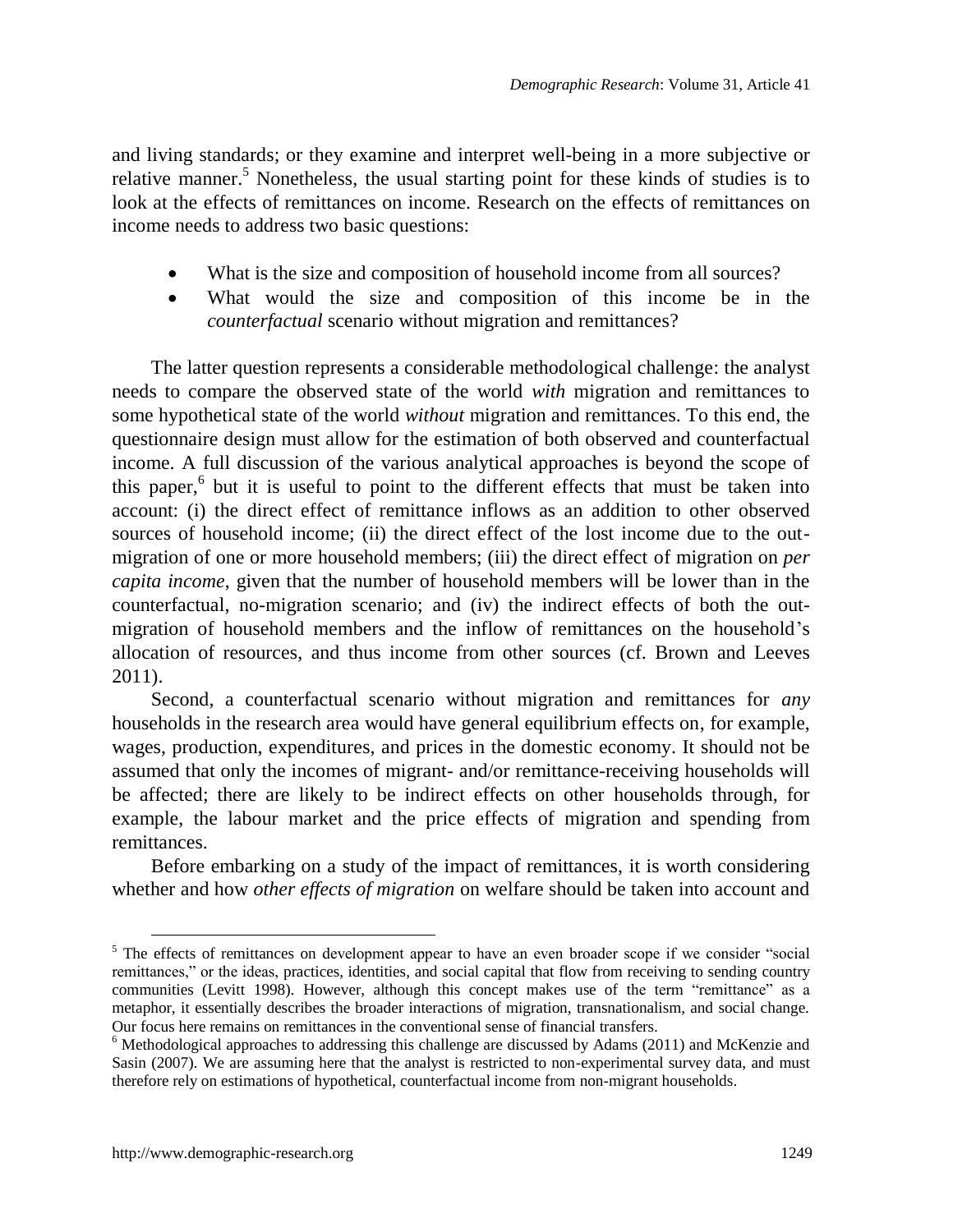and living standards; or they examine and interpret well-being in a more subjective or relative manner.[5] Nonetheless, the usual starting point for these kinds of studies is to look at the effects of remittances on income. Research on the effects of remittances on income needs to address two basic questions:

- What is the size and composition of household income from all sources?
- What would the size and composition of this income be in the *counterfactual* scenario without migration and remittances?

The latter question represents a considerable methodological challenge: the analyst needs to compare the observed state of the world *with* migration and remittances to some hypothetical state of the world *without* migration and remittances. To this end, the questionnaire design must allow for the estimation of both observed and counterfactual income. A full discussion of the various analytical approaches is beyond the scope of this paper,[6] but it is useful to point to the different effects that must be taken into account: (i) the direct effect of remittance inflows as an addition to other observed sources of household income; (ii) the direct effect of the lost income due to the out-migration of one or more household members; (iii) the direct effect of migration on *per capita income*, given that the number of household members will be lower than in the counterfactual, no-migration scenario; and (iv) the indirect effects of both the out-migration of household members and the inflow of remittances on the household's allocation of resources, and thus income from other sources (cf. Brown and Leeves 2011).

Second, a counterfactual scenario without migration and remittances for *any* households in the research area would have general equilibrium effects on, for example, wages, production, expenditures, and prices in the domestic economy. It should not be assumed that only the incomes of migrant- and/or remittance-receiving households will be affected; there are likely to be indirect effects on other households through, for example, the labour market and the price effects of migration and spending from remittances.

Before embarking on a study of the impact of remittances, it is worth considering whether and how *other effects of migration* on welfare should be taken into account and

[5] The effects of remittances on development appear to have an even broader scope if we consider "social remittances," or the ideas, practices, identities, and social capital that flow from receiving to sending country communities (Levitt 1998). However, although this concept makes use of the term "remittance" as a metaphor, it essentially describes the broader interactions of migration, transnationalism, and social change. Our focus here remains on remittances in the conventional sense of financial transfers.

[6] Methodological approaches to addressing this challenge are discussed by Adams (2011) and McKenzie and Sasin (2007). We are assuming here that the analyst is restricted to non-experimental survey data, and must therefore rely on estimations of hypothetical, counterfactual income from non-migrant households.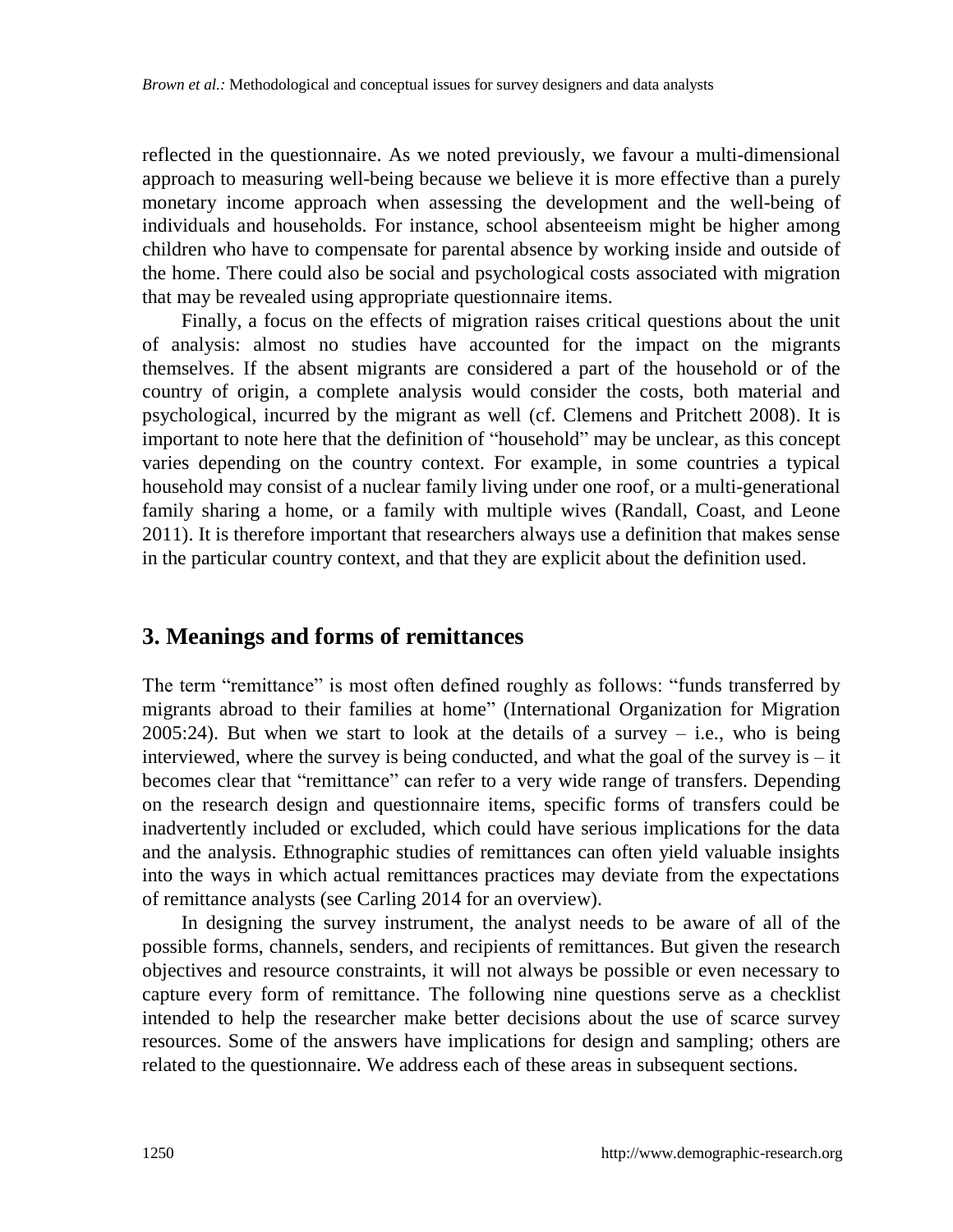reflected in the questionnaire. As we noted previously, we favour a multi-dimensional approach to measuring well-being because we believe it is more effective than a purely monetary income approach when assessing the development and the well-being of individuals and households. For instance, school absenteeism might be higher among children who have to compensate for parental absence by working inside and outside of the home. There could also be social and psychological costs associated with migration that may be revealed using appropriate questionnaire items.

Finally, a focus on the effects of migration raises critical questions about the unit of analysis: almost no studies have accounted for the impact on the migrants themselves. If the absent migrants are considered a part of the household or of the country of origin, a complete analysis would consider the costs, both material and psychological, incurred by the migrant as well (cf. Clemens and Pritchett 2008). It is important to note here that the definition of "household" may be unclear, as this concept varies depending on the country context. For example, in some countries a typical household may consist of a nuclear family living under one roof, or a multi-generational family sharing a home, or a family with multiple wives (Randall, Coast, and Leone 2011). It is therefore important that researchers always use a definition that makes sense in the particular country context, and that they are explicit about the definition used.

## 3. Meanings and forms of remittances

The term "remittance" is most often defined roughly as follows: "funds transferred by migrants abroad to their families at home" (International Organization for Migration 2005:24). But when we start to look at the details of a survey – i.e., who is being interviewed, where the survey is being conducted, and what the goal of the survey is – it becomes clear that "remittance" can refer to a very wide range of transfers. Depending on the research design and questionnaire items, specific forms of transfers could be inadvertently included or excluded, which could have serious implications for the data and the analysis. Ethnographic studies of remittances can often yield valuable insights into the ways in which actual remittances practices may deviate from the expectations of remittance analysts (see Carling 2014 for an overview).

In designing the survey instrument, the analyst needs to be aware of all of the possible forms, channels, senders, and recipients of remittances. But given the research objectives and resource constraints, it will not always be possible or even necessary to capture every form of remittance. The following nine questions serve as a checklist intended to help the researcher make better decisions about the use of scarce survey resources. Some of the answers have implications for design and sampling; others are related to the questionnaire. We address each of these areas in subsequent sections.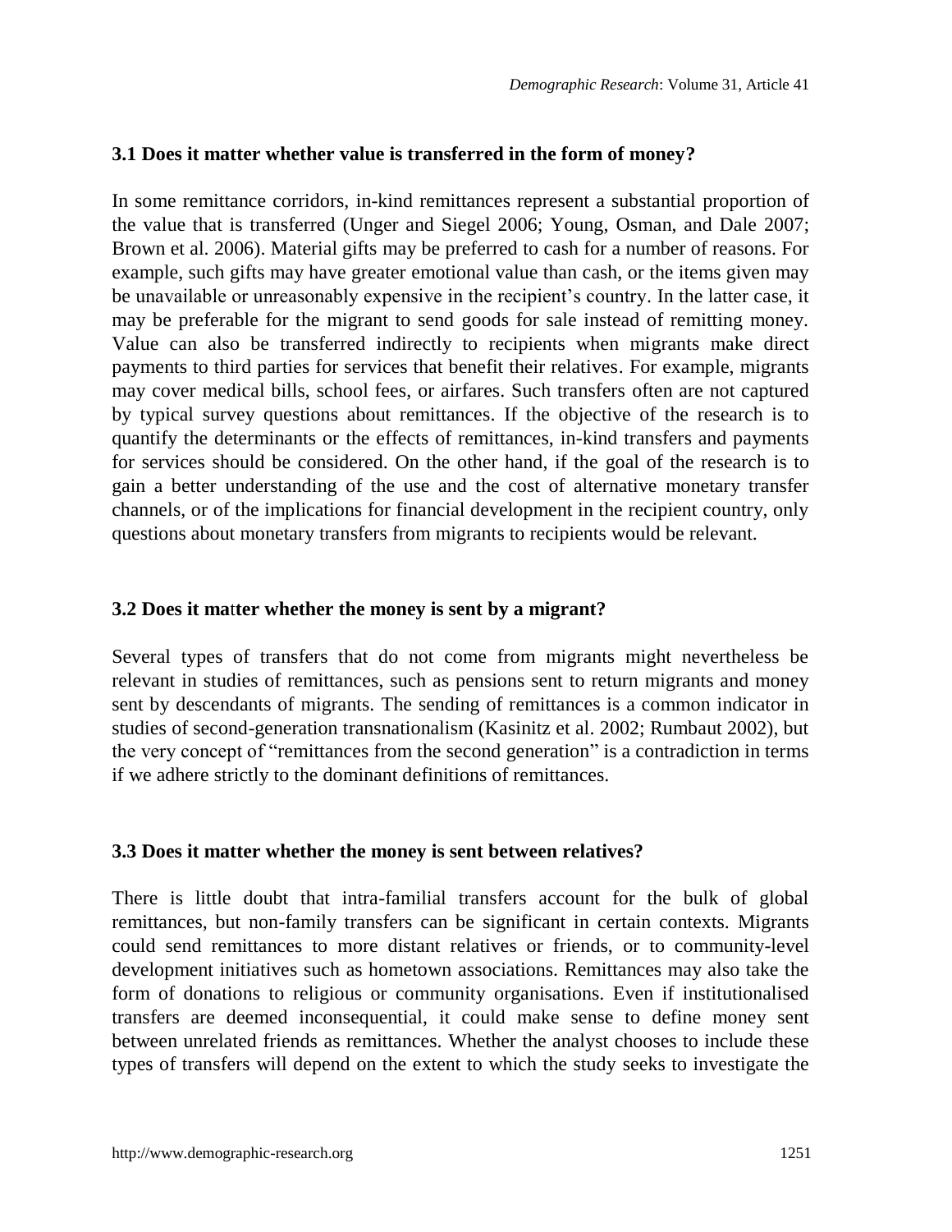### 3.1 Does it matter whether value is transferred in the form of money?

In some remittance corridors, in-kind remittances represent a substantial proportion of the value that is transferred (Unger and Siegel 2006; Young, Osman, and Dale 2007; Brown et al. 2006). Material gifts may be preferred to cash for a number of reasons. For example, such gifts may have greater emotional value than cash, or the items given may be unavailable or unreasonably expensive in the recipient's country. In the latter case, it may be preferable for the migrant to send goods for sale instead of remitting money. Value can also be transferred indirectly to recipients when migrants make direct payments to third parties for services that benefit their relatives. For example, migrants may cover medical bills, school fees, or airfares. Such transfers often are not captured by typical survey questions about remittances. If the objective of the research is to quantify the determinants or the effects of remittances, in-kind transfers and payments for services should be considered. On the other hand, if the goal of the research is to gain a better understanding of the use and the cost of alternative monetary transfer channels, or of the implications for financial development in the recipient country, only questions about monetary transfers from migrants to recipients would be relevant.

### 3.2 Does it matter whether the money is sent by a migrant?

Several types of transfers that do not come from migrants might nevertheless be relevant in studies of remittances, such as pensions sent to return migrants and money sent by descendants of migrants. The sending of remittances is a common indicator in studies of second-generation transnationalism (Kasinitz et al. 2002; Rumbaut 2002), but the very concept of "remittances from the second generation" is a contradiction in terms if we adhere strictly to the dominant definitions of remittances.

### 3.3 Does it matter whether the money is sent between relatives?

There is little doubt that intra-familial transfers account for the bulk of global remittances, but non-family transfers can be significant in certain contexts. Migrants could send remittances to more distant relatives or friends, or to community-level development initiatives such as hometown associations. Remittances may also take the form of donations to religious or community organisations. Even if institutionalised transfers are deemed inconsequential, it could make sense to define money sent between unrelated friends as remittances. Whether the analyst chooses to include these types of transfers will depend on the extent to which the study seeks to investigate the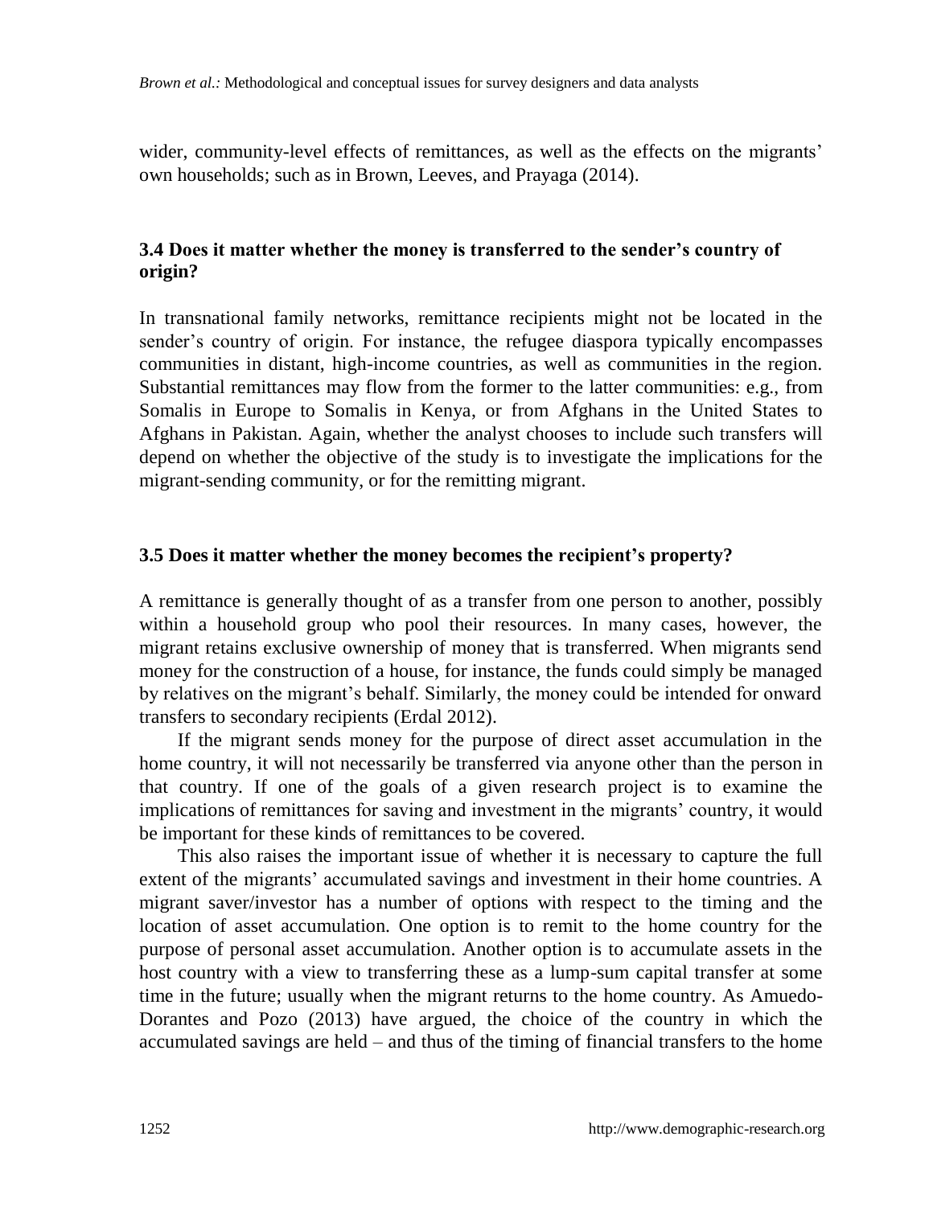wider, community-level effects of remittances, as well as the effects on the migrants' own households; such as in Brown, Leeves, and Prayaga (2014).

### 3.4 Does it matter whether the money is transferred to the sender's country of origin?

In transnational family networks, remittance recipients might not be located in the sender's country of origin. For instance, the refugee diaspora typically encompasses communities in distant, high-income countries, as well as communities in the region. Substantial remittances may flow from the former to the latter communities: e.g., from Somalis in Europe to Somalis in Kenya, or from Afghans in the United States to Afghans in Pakistan. Again, whether the analyst chooses to include such transfers will depend on whether the objective of the study is to investigate the implications for the migrant-sending community, or for the remitting migrant.

### 3.5 Does it matter whether the money becomes the recipient's property?

A remittance is generally thought of as a transfer from one person to another, possibly within a household group who pool their resources. In many cases, however, the migrant retains exclusive ownership of money that is transferred. When migrants send money for the construction of a house, for instance, the funds could simply be managed by relatives on the migrant's behalf. Similarly, the money could be intended for onward transfers to secondary recipients (Erdal 2012).

If the migrant sends money for the purpose of direct asset accumulation in the home country, it will not necessarily be transferred via anyone other than the person in that country. If one of the goals of a given research project is to examine the implications of remittances for saving and investment in the migrants' country, it would be important for these kinds of remittances to be covered.

This also raises the important issue of whether it is necessary to capture the full extent of the migrants' accumulated savings and investment in their home countries. A migrant saver/investor has a number of options with respect to the timing and the location of asset accumulation. One option is to remit to the home country for the purpose of personal asset accumulation. Another option is to accumulate assets in the host country with a view to transferring these as a lump-sum capital transfer at some time in the future; usually when the migrant returns to the home country. As Amuedo-Dorantes and Pozo (2013) have argued, the choice of the country in which the accumulated savings are held – and thus of the timing of financial transfers to the home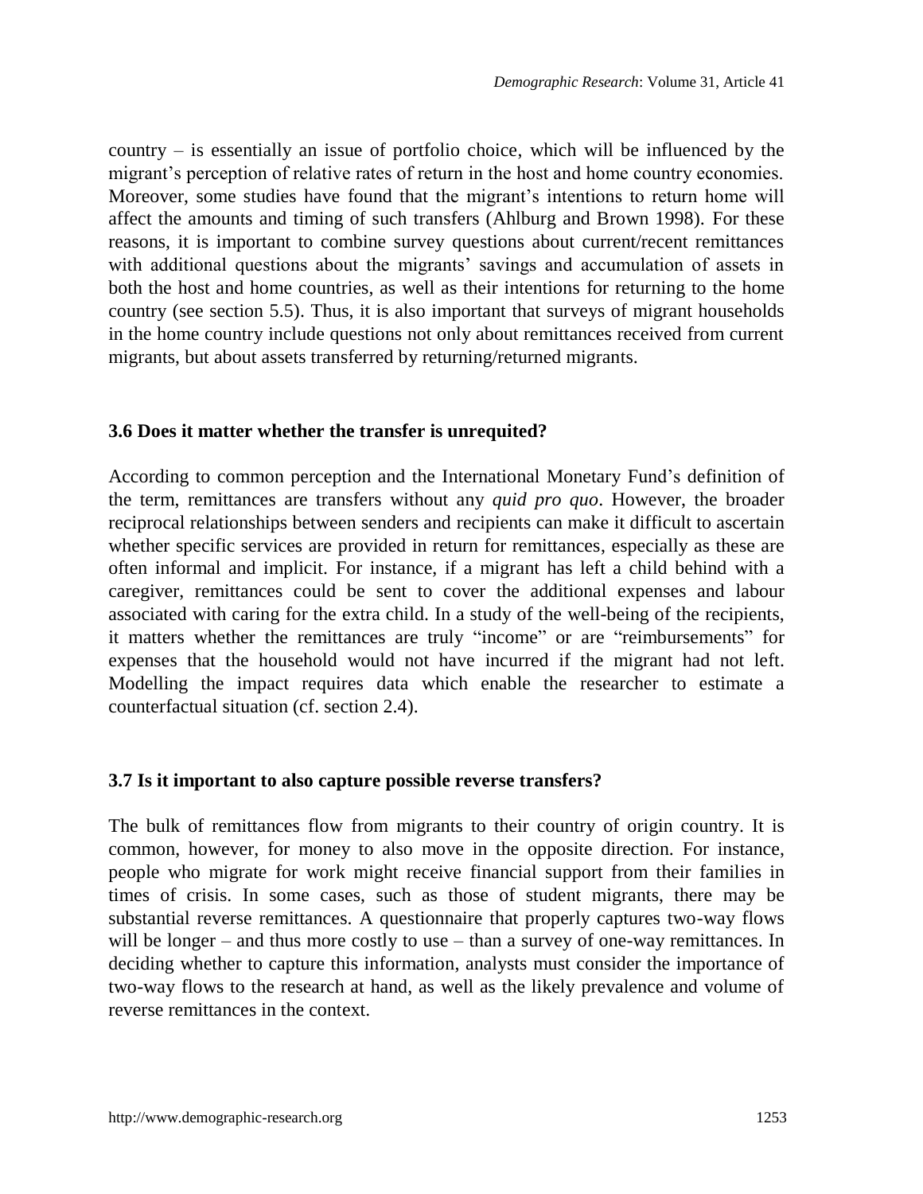country – is essentially an issue of portfolio choice, which will be influenced by the migrant's perception of relative rates of return in the host and home country economies. Moreover, some studies have found that the migrant's intentions to return home will affect the amounts and timing of such transfers (Ahlburg and Brown 1998). For these reasons, it is important to combine survey questions about current/recent remittances with additional questions about the migrants' savings and accumulation of assets in both the host and home countries, as well as their intentions for returning to the home country (see section 5.5). Thus, it is also important that surveys of migrant households in the home country include questions not only about remittances received from current migrants, but about assets transferred by returning/returned migrants.

### 3.6 Does it matter whether the transfer is unrequited?

According to common perception and the International Monetary Fund's definition of the term, remittances are transfers without any *quid pro quo*. However, the broader reciprocal relationships between senders and recipients can make it difficult to ascertain whether specific services are provided in return for remittances, especially as these are often informal and implicit. For instance, if a migrant has left a child behind with a caregiver, remittances could be sent to cover the additional expenses and labour associated with caring for the extra child. In a study of the well-being of the recipients, it matters whether the remittances are truly "income" or are "reimbursements" for expenses that the household would not have incurred if the migrant had not left. Modelling the impact requires data which enable the researcher to estimate a counterfactual situation (cf. section 2.4).

### 3.7 Is it important to also capture possible reverse transfers?

The bulk of remittances flow from migrants to their country of origin country. It is common, however, for money to also move in the opposite direction. For instance, people who migrate for work might receive financial support from their families in times of crisis. In some cases, such as those of student migrants, there may be substantial reverse remittances. A questionnaire that properly captures two-way flows will be longer – and thus more costly to use – than a survey of one-way remittances. In deciding whether to capture this information, analysts must consider the importance of two-way flows to the research at hand, as well as the likely prevalence and volume of reverse remittances in the context.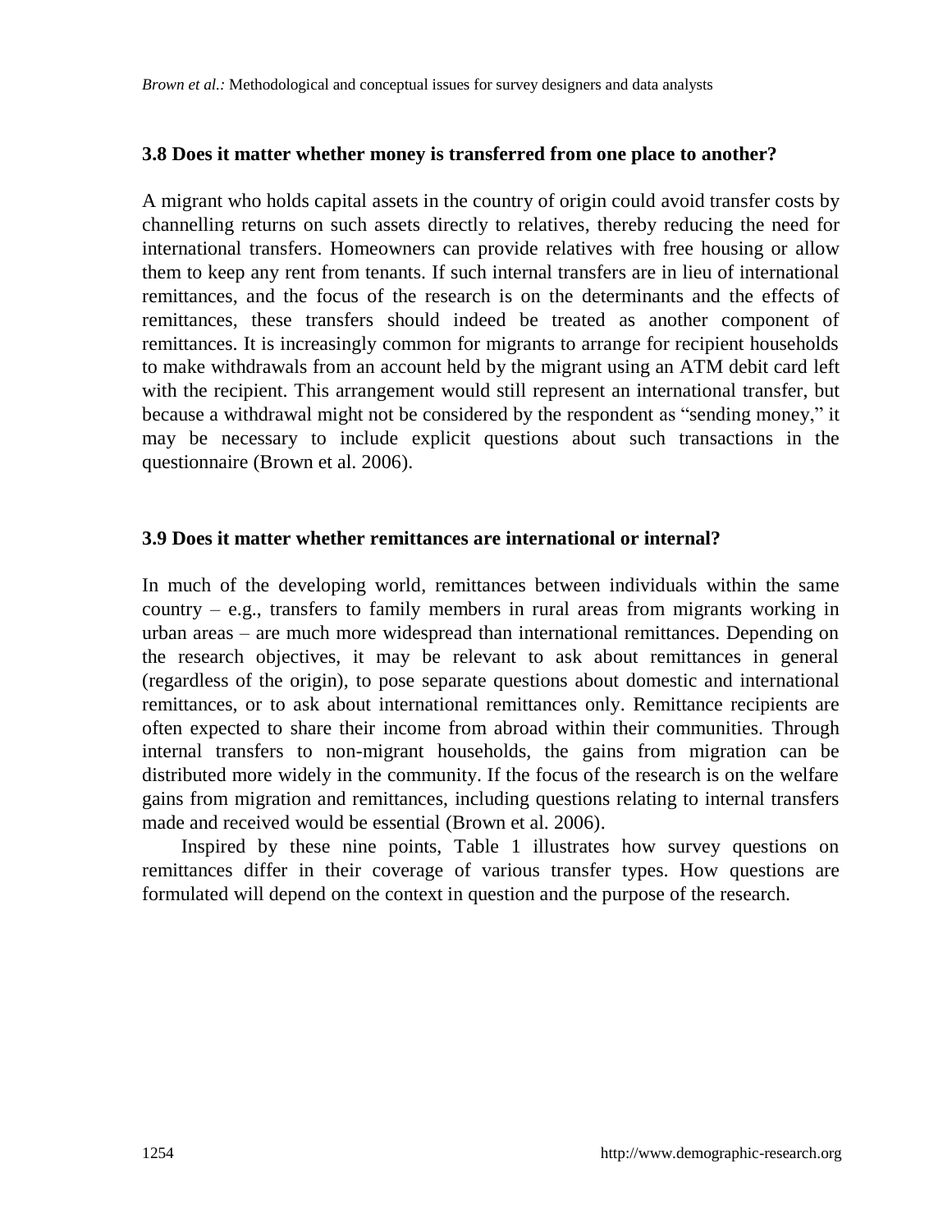### 3.8 Does it matter whether money is transferred from one place to another?

A migrant who holds capital assets in the country of origin could avoid transfer costs by channelling returns on such assets directly to relatives, thereby reducing the need for international transfers. Homeowners can provide relatives with free housing or allow them to keep any rent from tenants. If such internal transfers are in lieu of international remittances, and the focus of the research is on the determinants and the effects of remittances, these transfers should indeed be treated as another component of remittances. It is increasingly common for migrants to arrange for recipient households to make withdrawals from an account held by the migrant using an ATM debit card left with the recipient. This arrangement would still represent an international transfer, but because a withdrawal might not be considered by the respondent as "sending money," it may be necessary to include explicit questions about such transactions in the questionnaire (Brown et al. 2006).

### 3.9 Does it matter whether remittances are international or internal?

In much of the developing world, remittances between individuals within the same country – e.g., transfers to family members in rural areas from migrants working in urban areas – are much more widespread than international remittances. Depending on the research objectives, it may be relevant to ask about remittances in general (regardless of the origin), to pose separate questions about domestic and international remittances, or to ask about international remittances only. Remittance recipients are often expected to share their income from abroad within their communities. Through internal transfers to non-migrant households, the gains from migration can be distributed more widely in the community. If the focus of the research is on the welfare gains from migration and remittances, including questions relating to internal transfers made and received would be essential (Brown et al. 2006).

Inspired by these nine points, Table 1 illustrates how survey questions on remittances differ in their coverage of various transfer types. How questions are formulated will depend on the context in question and the purpose of the research.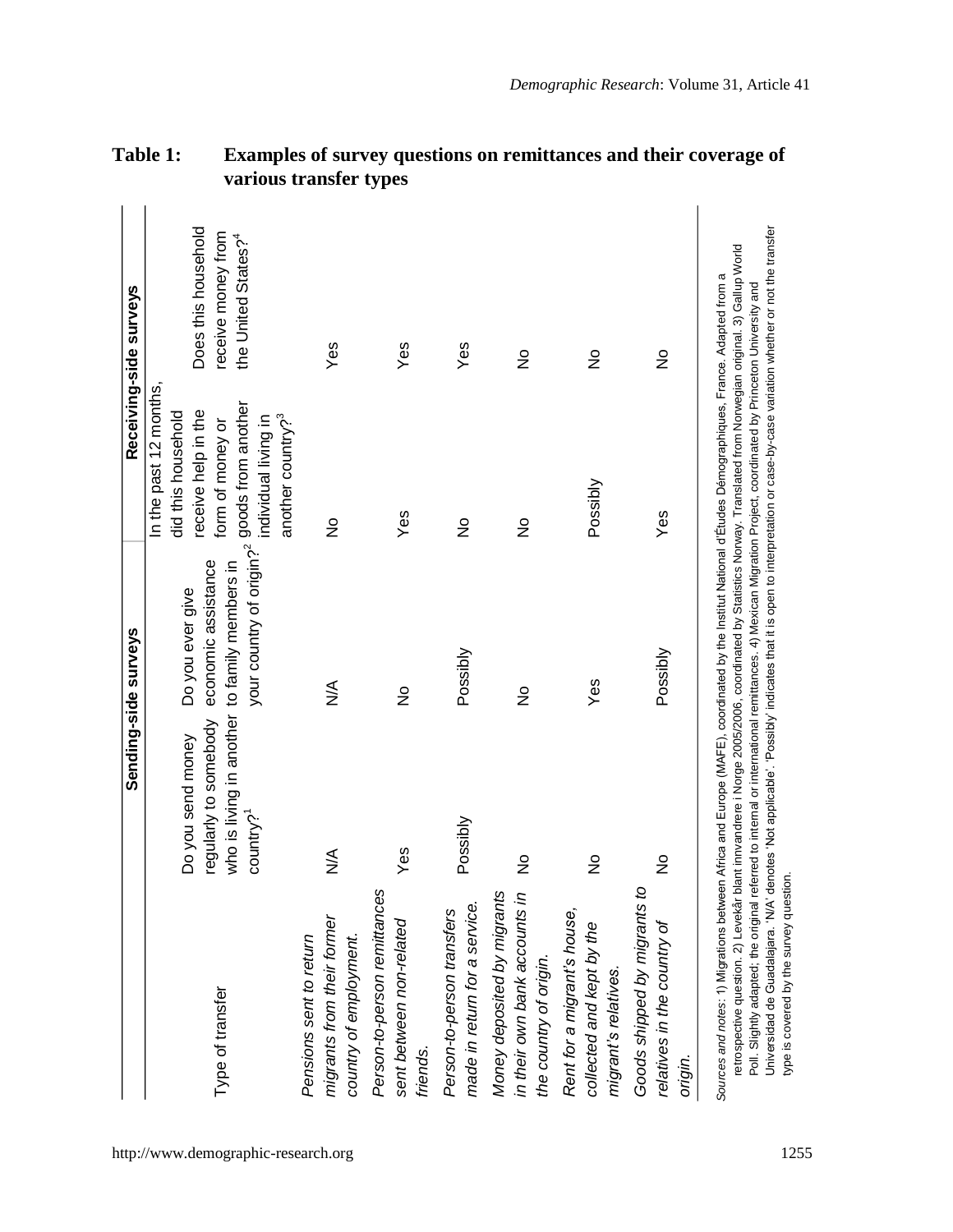**Table 1: Examples of survey questions on remittances and their coverage of various transfer types**

| | Sending-side surveys | | Receiving-side surveys | |
|---|---|---|---|---|
| Type of transfer | Do you send money regularly to somebody who is living in another country?[1] | Do you ever give economic assistance to family members in your country of origin?[2] | In the past 12 months, did this household receive help in the form of money or goods from another individual living in another country?[3] | Does this household receive money from the United States?[4] |
| *Pensions sent to return migrants from their former country of employment.* | N/A | N/A | No | Yes |
| *Person-to-person remittances sent between non-related friends.* | Yes | No | Yes | Yes |
| *Person-to-person transfers made in return for a service.* | Possibly | Possibly | No | Yes |
| *Money deposited by migrants in their own bank accounts in the country of origin.* | No | No | No | No |
| *Rent for a migrant's house, collected and kept by the migrant's relatives.* | No | Yes | Possibly | No |
| *Goods shipped by migrants to relatives in the country of origin.* | No | Possibly | Yes | No |

*Sources and notes*: 1) Migrations between Africa and Europe (MAFE), coordinated by the Institut National d'Études Démographiques, France. Adapted from a retrospective question. 2) Levekår blant innvandrere i Norge 2005/2006, coordinated by Statistics Norway. Translated from Norwegian original. 3) Gallup World Poll. Slightly adapted; the original referred to internal or international remittances. 4) Mexican Migration Project, coordinated by Princeton University and Universidad de Guadalajara. 'N/A' denotes 'Not applicable'. 'Possibly' indicates that it is open to interpretation or case-by-case variation whether or not the transfer type is covered by the survey question.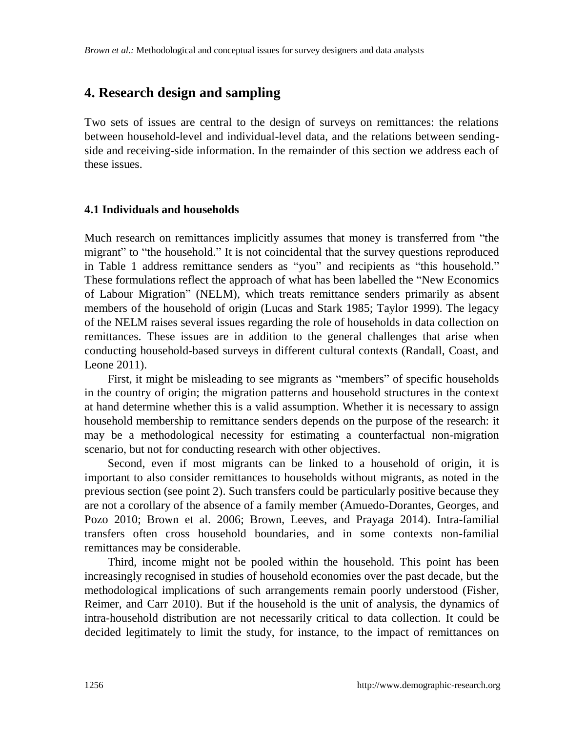## 4. Research design and sampling

Two sets of issues are central to the design of surveys on remittances: the relations between household-level and individual-level data, and the relations between sending-side and receiving-side information. In the remainder of this section we address each of these issues.

### 4.1 Individuals and households

Much research on remittances implicitly assumes that money is transferred from "the migrant" to "the household." It is not coincidental that the survey questions reproduced in Table 1 address remittance senders as "you" and recipients as "this household." These formulations reflect the approach of what has been labelled the "New Economics of Labour Migration" (NELM), which treats remittance senders primarily as absent members of the household of origin (Lucas and Stark 1985; Taylor 1999). The legacy of the NELM raises several issues regarding the role of households in data collection on remittances. These issues are in addition to the general challenges that arise when conducting household-based surveys in different cultural contexts (Randall, Coast, and Leone 2011).

First, it might be misleading to see migrants as "members" of specific households in the country of origin; the migration patterns and household structures in the context at hand determine whether this is a valid assumption. Whether it is necessary to assign household membership to remittance senders depends on the purpose of the research: it may be a methodological necessity for estimating a counterfactual non-migration scenario, but not for conducting research with other objectives.

Second, even if most migrants can be linked to a household of origin, it is important to also consider remittances to households without migrants, as noted in the previous section (see point 2). Such transfers could be particularly positive because they are not a corollary of the absence of a family member (Amuedo-Dorantes, Georges, and Pozo 2010; Brown et al. 2006; Brown, Leeves, and Prayaga 2014). Intra-familial transfers often cross household boundaries, and in some contexts non-familial remittances may be considerable.

Third, income might not be pooled within the household. This point has been increasingly recognised in studies of household economies over the past decade, but the methodological implications of such arrangements remain poorly understood (Fisher, Reimer, and Carr 2010). But if the household is the unit of analysis, the dynamics of intra-household distribution are not necessarily critical to data collection. It could be decided legitimately to limit the study, for instance, to the impact of remittances on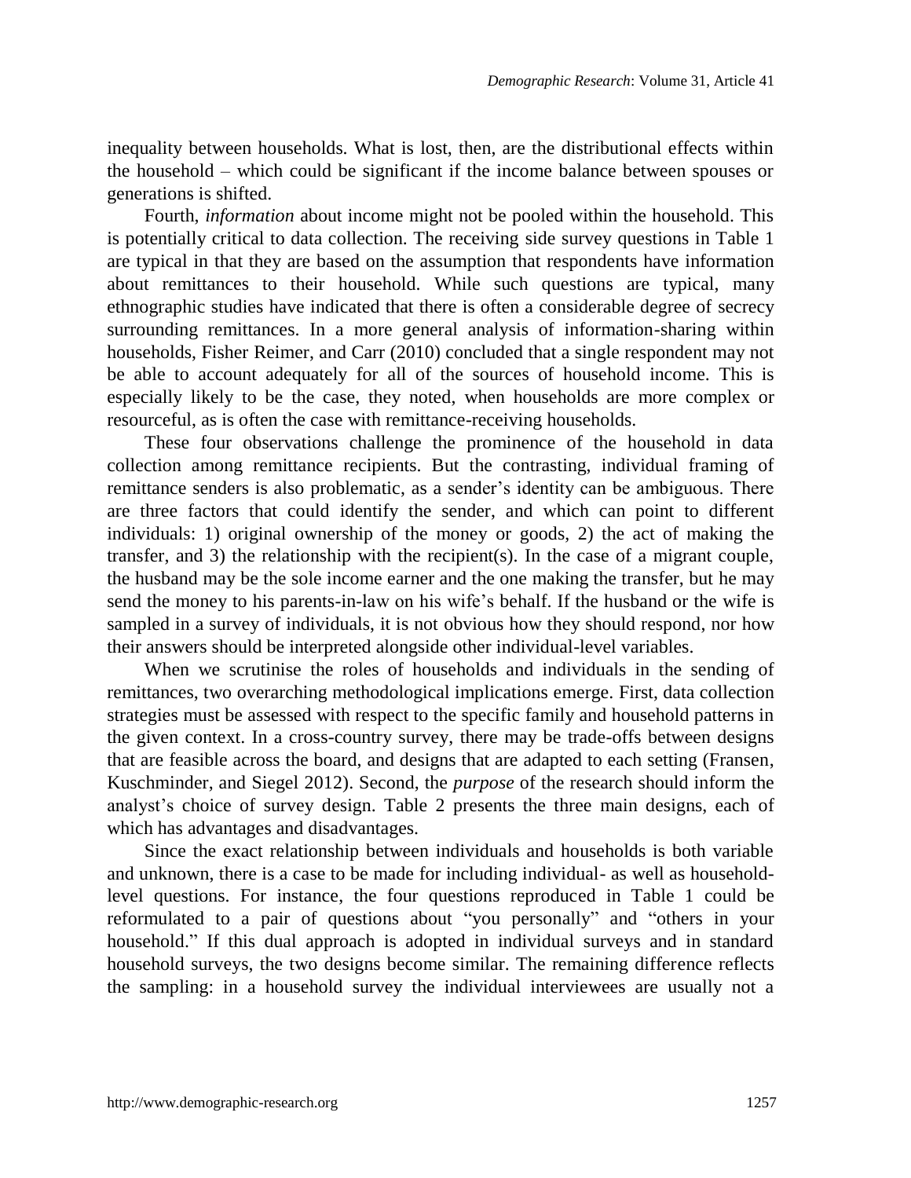inequality between households. What is lost, then, are the distributional effects within the household – which could be significant if the income balance between spouses or generations is shifted.

Fourth, *information* about income might not be pooled within the household. This is potentially critical to data collection. The receiving side survey questions in Table 1 are typical in that they are based on the assumption that respondents have information about remittances to their household. While such questions are typical, many ethnographic studies have indicated that there is often a considerable degree of secrecy surrounding remittances. In a more general analysis of information-sharing within households, Fisher Reimer, and Carr (2010) concluded that a single respondent may not be able to account adequately for all of the sources of household income. This is especially likely to be the case, they noted, when households are more complex or resourceful, as is often the case with remittance-receiving households.

These four observations challenge the prominence of the household in data collection among remittance recipients. But the contrasting, individual framing of remittance senders is also problematic, as a sender's identity can be ambiguous. There are three factors that could identify the sender, and which can point to different individuals: 1) original ownership of the money or goods, 2) the act of making the transfer, and 3) the relationship with the recipient(s). In the case of a migrant couple, the husband may be the sole income earner and the one making the transfer, but he may send the money to his parents-in-law on his wife's behalf. If the husband or the wife is sampled in a survey of individuals, it is not obvious how they should respond, nor how their answers should be interpreted alongside other individual-level variables.

When we scrutinise the roles of households and individuals in the sending of remittances, two overarching methodological implications emerge. First, data collection strategies must be assessed with respect to the specific family and household patterns in the given context. In a cross-country survey, there may be trade-offs between designs that are feasible across the board, and designs that are adapted to each setting (Fransen, Kuschminder, and Siegel 2012). Second, the *purpose* of the research should inform the analyst's choice of survey design. Table 2 presents the three main designs, each of which has advantages and disadvantages.

Since the exact relationship between individuals and households is both variable and unknown, there is a case to be made for including individual- as well as household-level questions. For instance, the four questions reproduced in Table 1 could be reformulated to a pair of questions about "you personally" and "others in your household." If this dual approach is adopted in individual surveys and in standard household surveys, the two designs become similar. The remaining difference reflects the sampling: in a household survey the individual interviewees are usually not a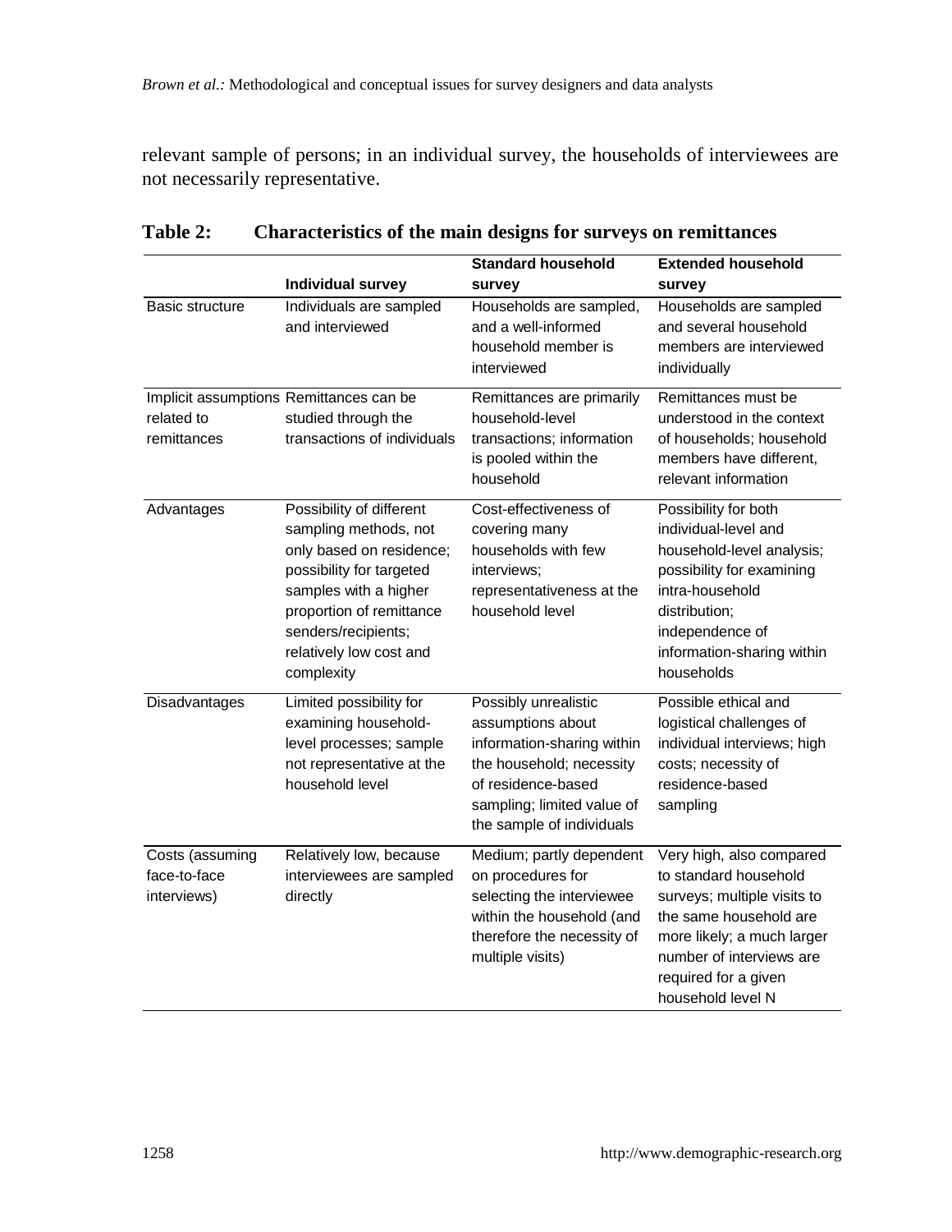relevant sample of persons; in an individual survey, the households of interviewees are not necessarily representative.

**Table 2: Characteristics of the main designs for surveys on remittances**

| | Individual survey | Standard household survey | Extended household survey |
|---|---|---|---|
| Basic structure | Individuals are sampled and interviewed | Households are sampled, and a well-informed household member is interviewed | Households are sampled and several household members are interviewed individually |
| Implicit assumptions related to remittances | Remittances can be studied through the transactions of individuals | Remittances are primarily household-level transactions; information is pooled within the household | Remittances must be understood in the context of households; household members have different, relevant information |
| Advantages | Possibility of different sampling methods, not only based on residence; possibility for targeted samples with a higher proportion of remittance senders/recipients; relatively low cost and complexity | Cost-effectiveness of covering many households with few interviews; representativeness at the household level | Possibility for both individual-level and household-level analysis; possibility for examining intra-household distribution; independence of information-sharing within households |
| Disadvantages | Limited possibility for examining household-level processes; sample not representative at the household level | Possibly unrealistic assumptions about information-sharing within the household; necessity of residence-based sampling; limited value of the sample of individuals | Possible ethical and logistical challenges of individual interviews; high costs; necessity of residence-based sampling |
| Costs (assuming face-to-face interviews) | Relatively low, because interviewees are sampled directly | Medium; partly dependent on procedures for selecting the interviewee within the household (and therefore the necessity of multiple visits) | Very high, also compared to standard household surveys; multiple visits to the same household are more likely; a much larger number of interviews are required for a given household level N |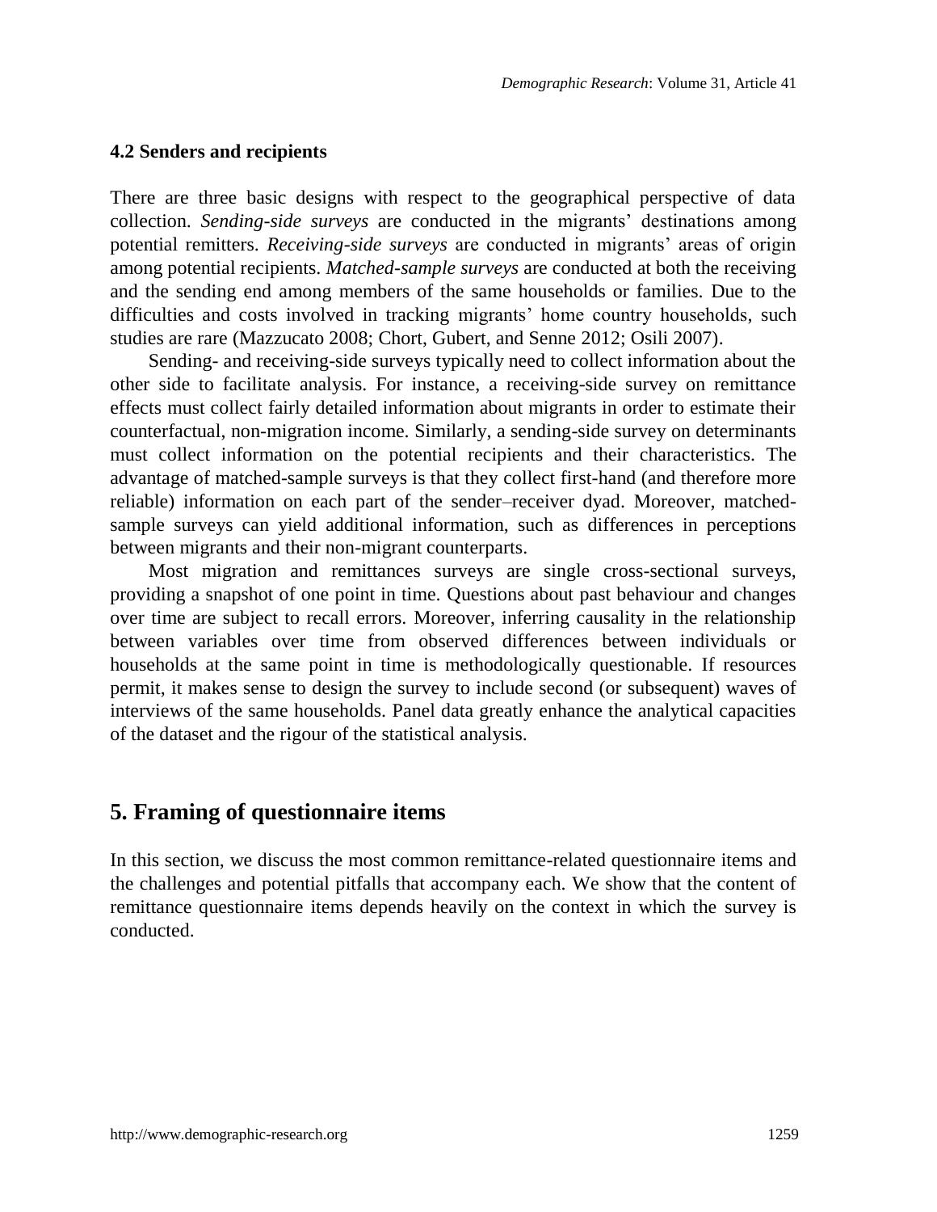### 4.2 Senders and recipients

There are three basic designs with respect to the geographical perspective of data collection. *Sending-side surveys* are conducted in the migrants' destinations among potential remitters. *Receiving-side surveys* are conducted in migrants' areas of origin among potential recipients. *Matched-sample surveys* are conducted at both the receiving and the sending end among members of the same households or families. Due to the difficulties and costs involved in tracking migrants' home country households, such studies are rare (Mazzucato 2008; Chort, Gubert, and Senne 2012; Osili 2007).

Sending- and receiving-side surveys typically need to collect information about the other side to facilitate analysis. For instance, a receiving-side survey on remittance effects must collect fairly detailed information about migrants in order to estimate their counterfactual, non-migration income. Similarly, a sending-side survey on determinants must collect information on the potential recipients and their characteristics. The advantage of matched-sample surveys is that they collect first-hand (and therefore more reliable) information on each part of the sender–receiver dyad. Moreover, matched-sample surveys can yield additional information, such as differences in perceptions between migrants and their non-migrant counterparts.

Most migration and remittances surveys are single cross-sectional surveys, providing a snapshot of one point in time. Questions about past behaviour and changes over time are subject to recall errors. Moreover, inferring causality in the relationship between variables over time from observed differences between individuals or households at the same point in time is methodologically questionable. If resources permit, it makes sense to design the survey to include second (or subsequent) waves of interviews of the same households. Panel data greatly enhance the analytical capacities of the dataset and the rigour of the statistical analysis.

## 5. Framing of questionnaire items

In this section, we discuss the most common remittance-related questionnaire items and the challenges and potential pitfalls that accompany each. We show that the content of remittance questionnaire items depends heavily on the context in which the survey is conducted.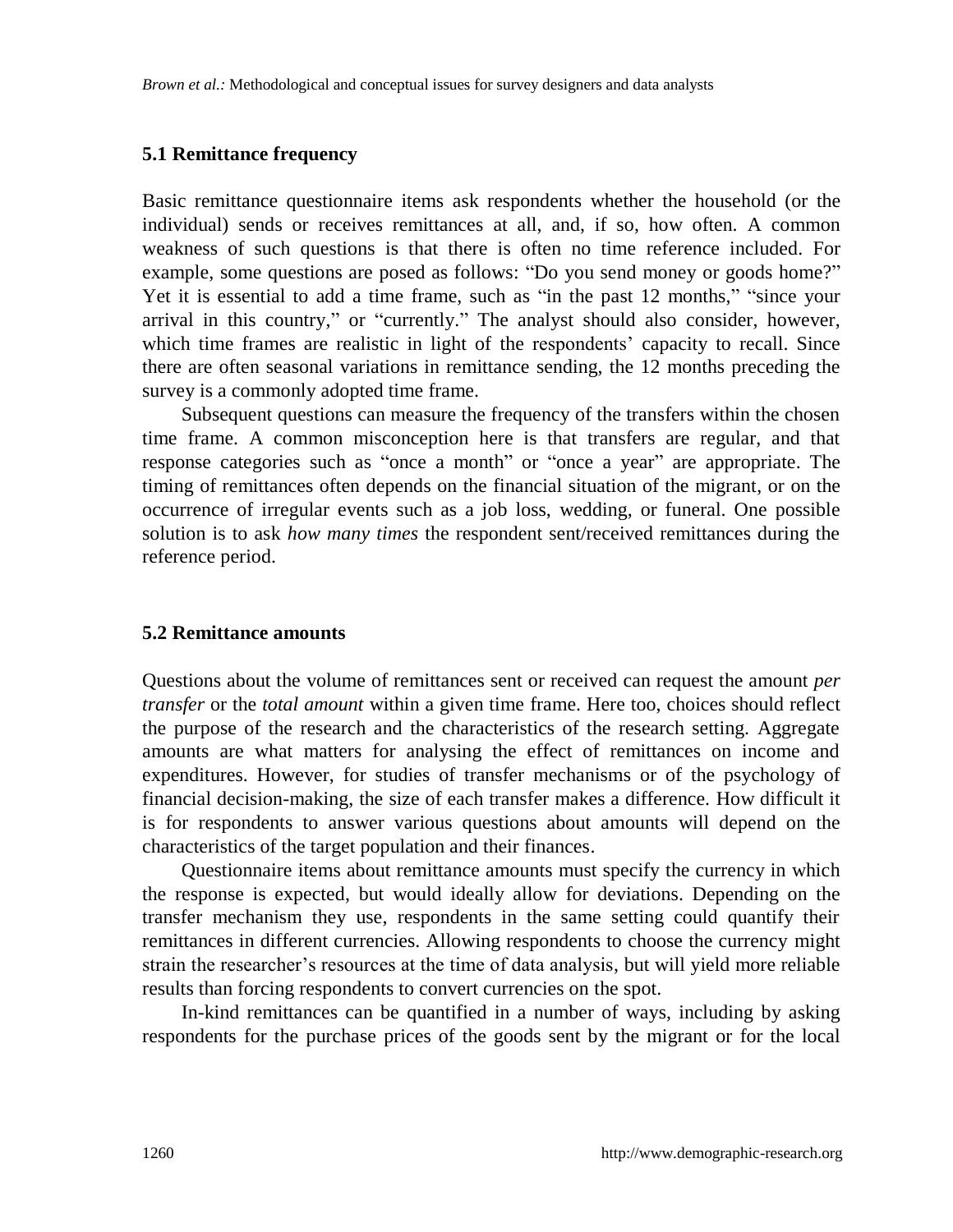### 5.1 Remittance frequency

Basic remittance questionnaire items ask respondents whether the household (or the individual) sends or receives remittances at all, and, if so, how often. A common weakness of such questions is that there is often no time reference included. For example, some questions are posed as follows: "Do you send money or goods home?" Yet it is essential to add a time frame, such as "in the past 12 months," "since your arrival in this country," or "currently." The analyst should also consider, however, which time frames are realistic in light of the respondents' capacity to recall. Since there are often seasonal variations in remittance sending, the 12 months preceding the survey is a commonly adopted time frame.

Subsequent questions can measure the frequency of the transfers within the chosen time frame. A common misconception here is that transfers are regular, and that response categories such as "once a month" or "once a year" are appropriate. The timing of remittances often depends on the financial situation of the migrant, or on the occurrence of irregular events such as a job loss, wedding, or funeral. One possible solution is to ask *how many times* the respondent sent/received remittances during the reference period.

### 5.2 Remittance amounts

Questions about the volume of remittances sent or received can request the amount *per transfer* or the *total amount* within a given time frame. Here too, choices should reflect the purpose of the research and the characteristics of the research setting. Aggregate amounts are what matters for analysing the effect of remittances on income and expenditures. However, for studies of transfer mechanisms or of the psychology of financial decision-making, the size of each transfer makes a difference. How difficult it is for respondents to answer various questions about amounts will depend on the characteristics of the target population and their finances.

Questionnaire items about remittance amounts must specify the currency in which the response is expected, but would ideally allow for deviations. Depending on the transfer mechanism they use, respondents in the same setting could quantify their remittances in different currencies. Allowing respondents to choose the currency might strain the researcher's resources at the time of data analysis, but will yield more reliable results than forcing respondents to convert currencies on the spot.

In-kind remittances can be quantified in a number of ways, including by asking respondents for the purchase prices of the goods sent by the migrant or for the local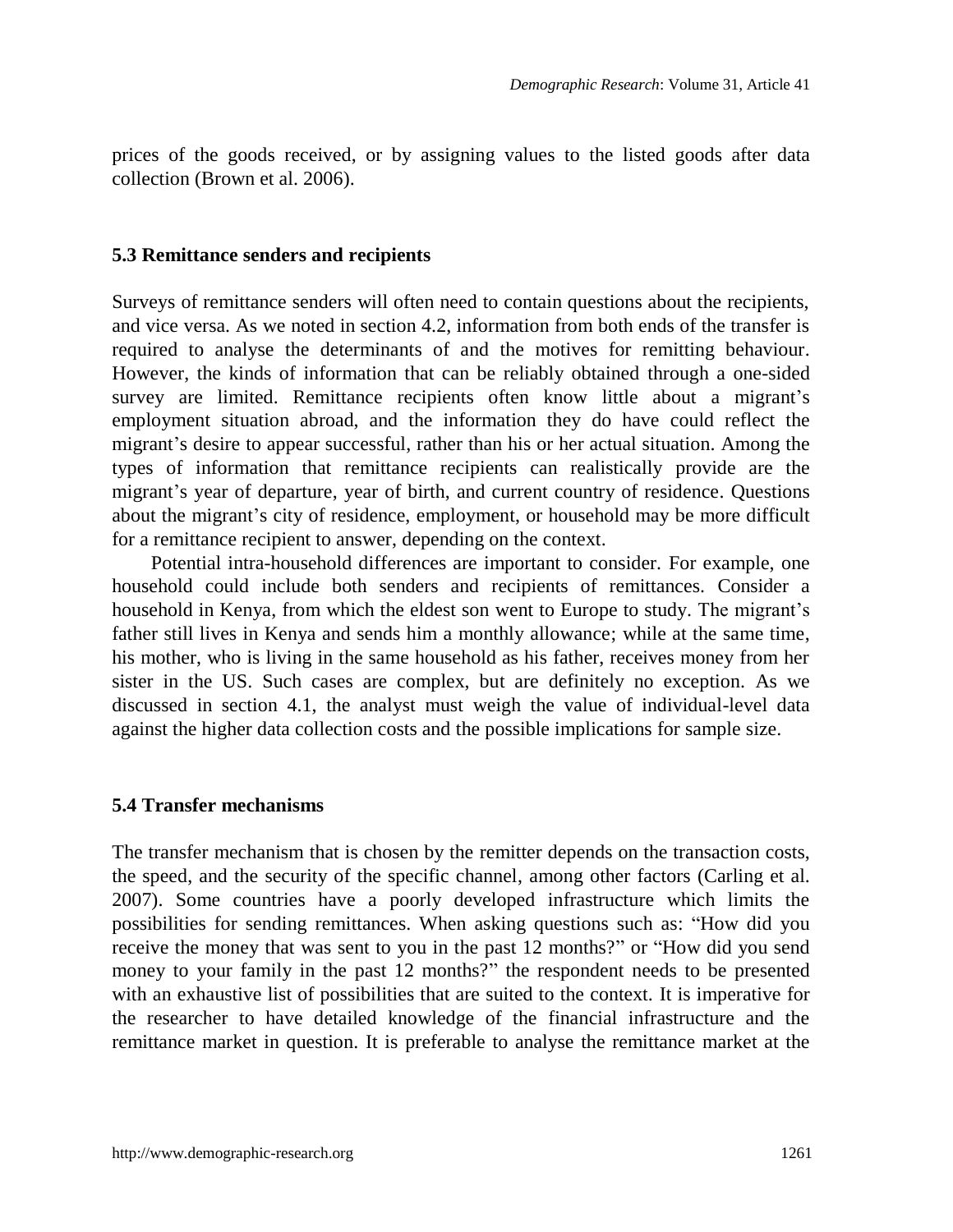prices of the goods received, or by assigning values to the listed goods after data collection (Brown et al. 2006).

### 5.3 Remittance senders and recipients

Surveys of remittance senders will often need to contain questions about the recipients, and vice versa. As we noted in section 4.2, information from both ends of the transfer is required to analyse the determinants of and the motives for remitting behaviour. However, the kinds of information that can be reliably obtained through a one-sided survey are limited. Remittance recipients often know little about a migrant's employment situation abroad, and the information they do have could reflect the migrant's desire to appear successful, rather than his or her actual situation. Among the types of information that remittance recipients can realistically provide are the migrant's year of departure, year of birth, and current country of residence. Questions about the migrant's city of residence, employment, or household may be more difficult for a remittance recipient to answer, depending on the context.

Potential intra-household differences are important to consider. For example, one household could include both senders and recipients of remittances. Consider a household in Kenya, from which the eldest son went to Europe to study. The migrant's father still lives in Kenya and sends him a monthly allowance; while at the same time, his mother, who is living in the same household as his father, receives money from her sister in the US. Such cases are complex, but are definitely no exception. As we discussed in section 4.1, the analyst must weigh the value of individual-level data against the higher data collection costs and the possible implications for sample size.

### 5.4 Transfer mechanisms

The transfer mechanism that is chosen by the remitter depends on the transaction costs, the speed, and the security of the specific channel, among other factors (Carling et al. 2007). Some countries have a poorly developed infrastructure which limits the possibilities for sending remittances. When asking questions such as: "How did you receive the money that was sent to you in the past 12 months?" or "How did you send money to your family in the past 12 months?" the respondent needs to be presented with an exhaustive list of possibilities that are suited to the context. It is imperative for the researcher to have detailed knowledge of the financial infrastructure and the remittance market in question. It is preferable to analyse the remittance market at the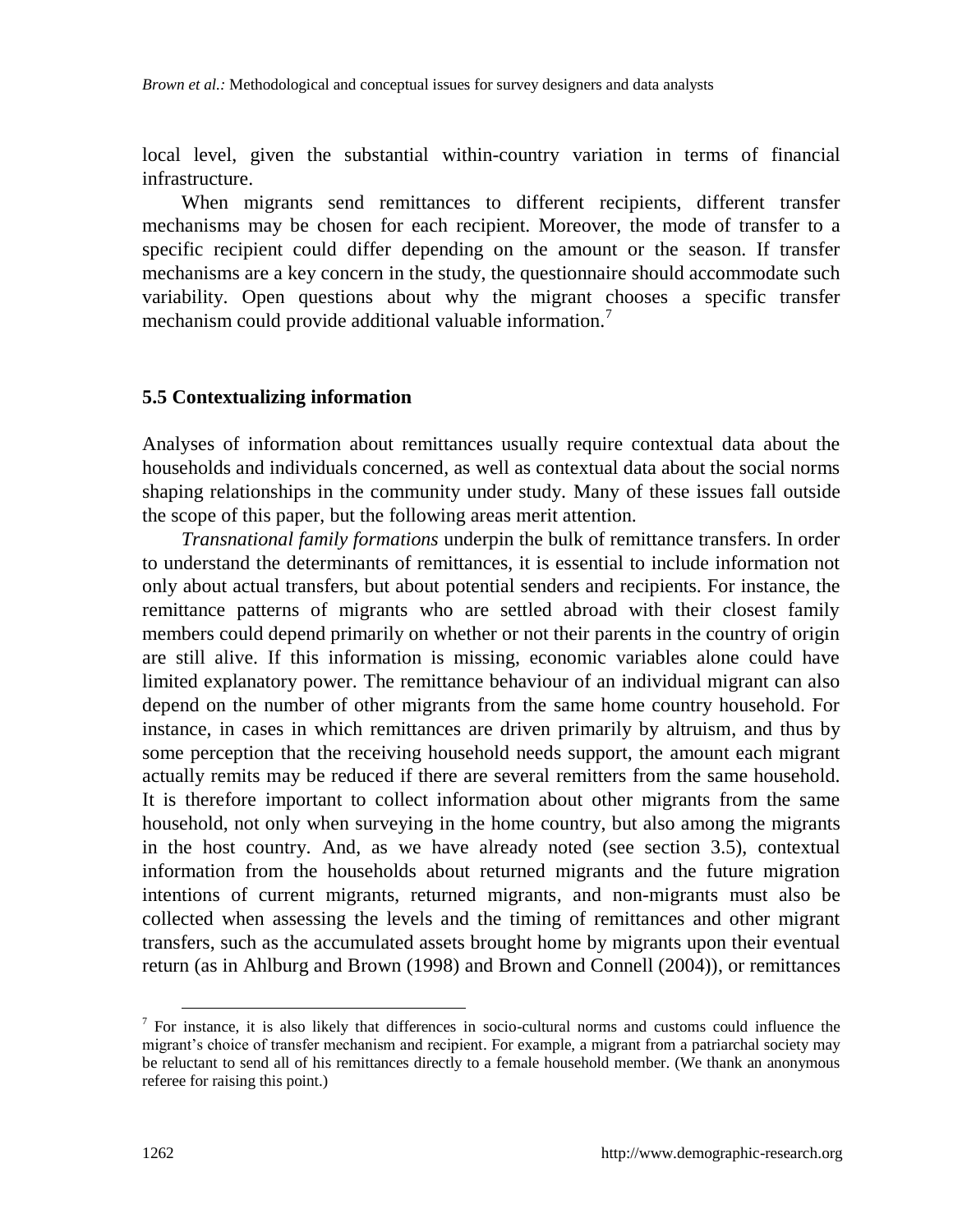local level, given the substantial within-country variation in terms of financial infrastructure.

When migrants send remittances to different recipients, different transfer mechanisms may be chosen for each recipient. Moreover, the mode of transfer to a specific recipient could differ depending on the amount or the season. If transfer mechanisms are a key concern in the study, the questionnaire should accommodate such variability. Open questions about why the migrant chooses a specific transfer mechanism could provide additional valuable information.[7]

### 5.5 Contextualizing information

Analyses of information about remittances usually require contextual data about the households and individuals concerned, as well as contextual data about the social norms shaping relationships in the community under study. Many of these issues fall outside the scope of this paper, but the following areas merit attention.

*Transnational family formations* underpin the bulk of remittance transfers. In order to understand the determinants of remittances, it is essential to include information not only about actual transfers, but about potential senders and recipients. For instance, the remittance patterns of migrants who are settled abroad with their closest family members could depend primarily on whether or not their parents in the country of origin are still alive. If this information is missing, economic variables alone could have limited explanatory power. The remittance behaviour of an individual migrant can also depend on the number of other migrants from the same home country household. For instance, in cases in which remittances are driven primarily by altruism, and thus by some perception that the receiving household needs support, the amount each migrant actually remits may be reduced if there are several remitters from the same household. It is therefore important to collect information about other migrants from the same household, not only when surveying in the home country, but also among the migrants in the host country. And, as we have already noted (see section 3.5), contextual information from the households about returned migrants and the future migration intentions of current migrants, returned migrants, and non-migrants must also be collected when assessing the levels and the timing of remittances and other migrant transfers, such as the accumulated assets brought home by migrants upon their eventual return (as in Ahlburg and Brown (1998) and Brown and Connell (2004)), or remittances

[7] For instance, it is also likely that differences in socio-cultural norms and customs could influence the migrant's choice of transfer mechanism and recipient. For example, a migrant from a patriarchal society may be reluctant to send all of his remittances directly to a female household member. (We thank an anonymous referee for raising this point.)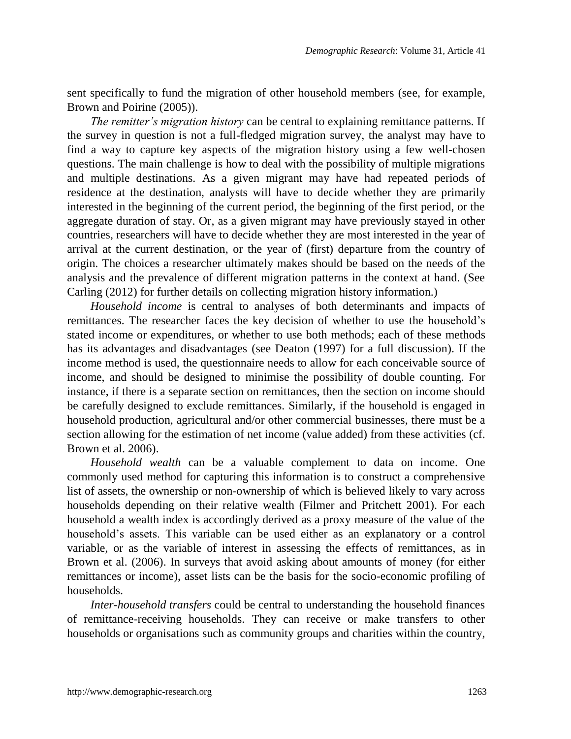sent specifically to fund the migration of other household members (see, for example, Brown and Poirine (2005)).

*The remitter's migration history* can be central to explaining remittance patterns. If the survey in question is not a full-fledged migration survey, the analyst may have to find a way to capture key aspects of the migration history using a few well-chosen questions. The main challenge is how to deal with the possibility of multiple migrations and multiple destinations. As a given migrant may have had repeated periods of residence at the destination, analysts will have to decide whether they are primarily interested in the beginning of the current period, the beginning of the first period, or the aggregate duration of stay. Or, as a given migrant may have previously stayed in other countries, researchers will have to decide whether they are most interested in the year of arrival at the current destination, or the year of (first) departure from the country of origin. The choices a researcher ultimately makes should be based on the needs of the analysis and the prevalence of different migration patterns in the context at hand. (See Carling (2012) for further details on collecting migration history information.)

*Household income* is central to analyses of both determinants and impacts of remittances. The researcher faces the key decision of whether to use the household's stated income or expenditures, or whether to use both methods; each of these methods has its advantages and disadvantages (see Deaton (1997) for a full discussion). If the income method is used, the questionnaire needs to allow for each conceivable source of income, and should be designed to minimise the possibility of double counting. For instance, if there is a separate section on remittances, then the section on income should be carefully designed to exclude remittances. Similarly, if the household is engaged in household production, agricultural and/or other commercial businesses, there must be a section allowing for the estimation of net income (value added) from these activities (cf. Brown et al. 2006).

*Household wealth* can be a valuable complement to data on income. One commonly used method for capturing this information is to construct a comprehensive list of assets, the ownership or non-ownership of which is believed likely to vary across households depending on their relative wealth (Filmer and Pritchett 2001). For each household a wealth index is accordingly derived as a proxy measure of the value of the household's assets. This variable can be used either as an explanatory or a control variable, or as the variable of interest in assessing the effects of remittances, as in Brown et al. (2006). In surveys that avoid asking about amounts of money (for either remittances or income), asset lists can be the basis for the socio-economic profiling of households.

*Inter-household transfers* could be central to understanding the household finances of remittance-receiving households. They can receive or make transfers to other households or organisations such as community groups and charities within the country,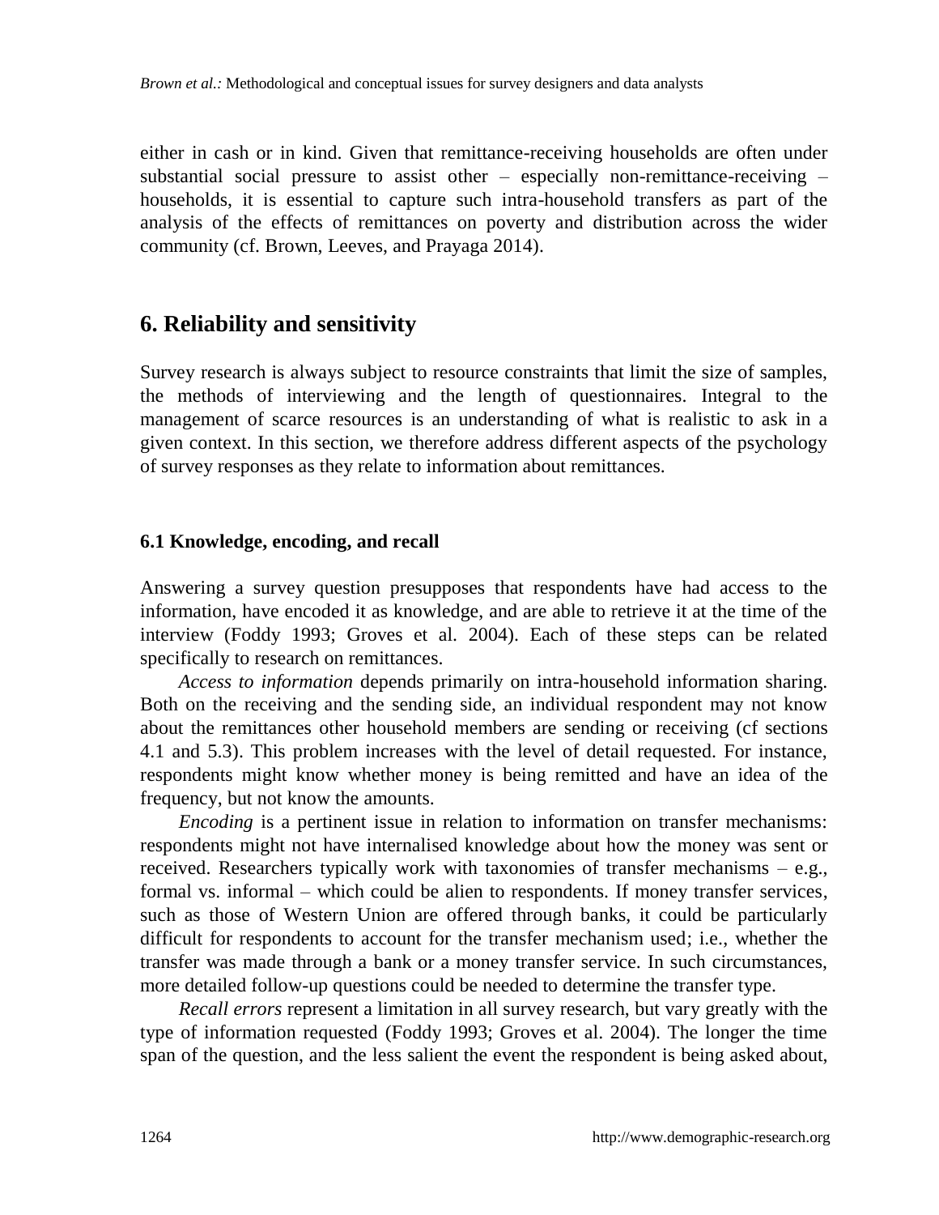either in cash or in kind. Given that remittance-receiving households are often under substantial social pressure to assist other – especially non-remittance-receiving – households, it is essential to capture such intra-household transfers as part of the analysis of the effects of remittances on poverty and distribution across the wider community (cf. Brown, Leeves, and Prayaga 2014).

## 6. Reliability and sensitivity

Survey research is always subject to resource constraints that limit the size of samples, the methods of interviewing and the length of questionnaires. Integral to the management of scarce resources is an understanding of what is realistic to ask in a given context. In this section, we therefore address different aspects of the psychology of survey responses as they relate to information about remittances.

### 6.1 Knowledge, encoding, and recall

Answering a survey question presupposes that respondents have had access to the information, have encoded it as knowledge, and are able to retrieve it at the time of the interview (Foddy 1993; Groves et al. 2004). Each of these steps can be related specifically to research on remittances.

*Access to information* depends primarily on intra-household information sharing. Both on the receiving and the sending side, an individual respondent may not know about the remittances other household members are sending or receiving (cf sections 4.1 and 5.3). This problem increases with the level of detail requested. For instance, respondents might know whether money is being remitted and have an idea of the frequency, but not know the amounts.

*Encoding* is a pertinent issue in relation to information on transfer mechanisms: respondents might not have internalised knowledge about how the money was sent or received. Researchers typically work with taxonomies of transfer mechanisms – e.g., formal vs. informal – which could be alien to respondents. If money transfer services, such as those of Western Union are offered through banks, it could be particularly difficult for respondents to account for the transfer mechanism used; i.e., whether the transfer was made through a bank or a money transfer service. In such circumstances, more detailed follow-up questions could be needed to determine the transfer type.

*Recall errors* represent a limitation in all survey research, but vary greatly with the type of information requested (Foddy 1993; Groves et al. 2004). The longer the time span of the question, and the less salient the event the respondent is being asked about,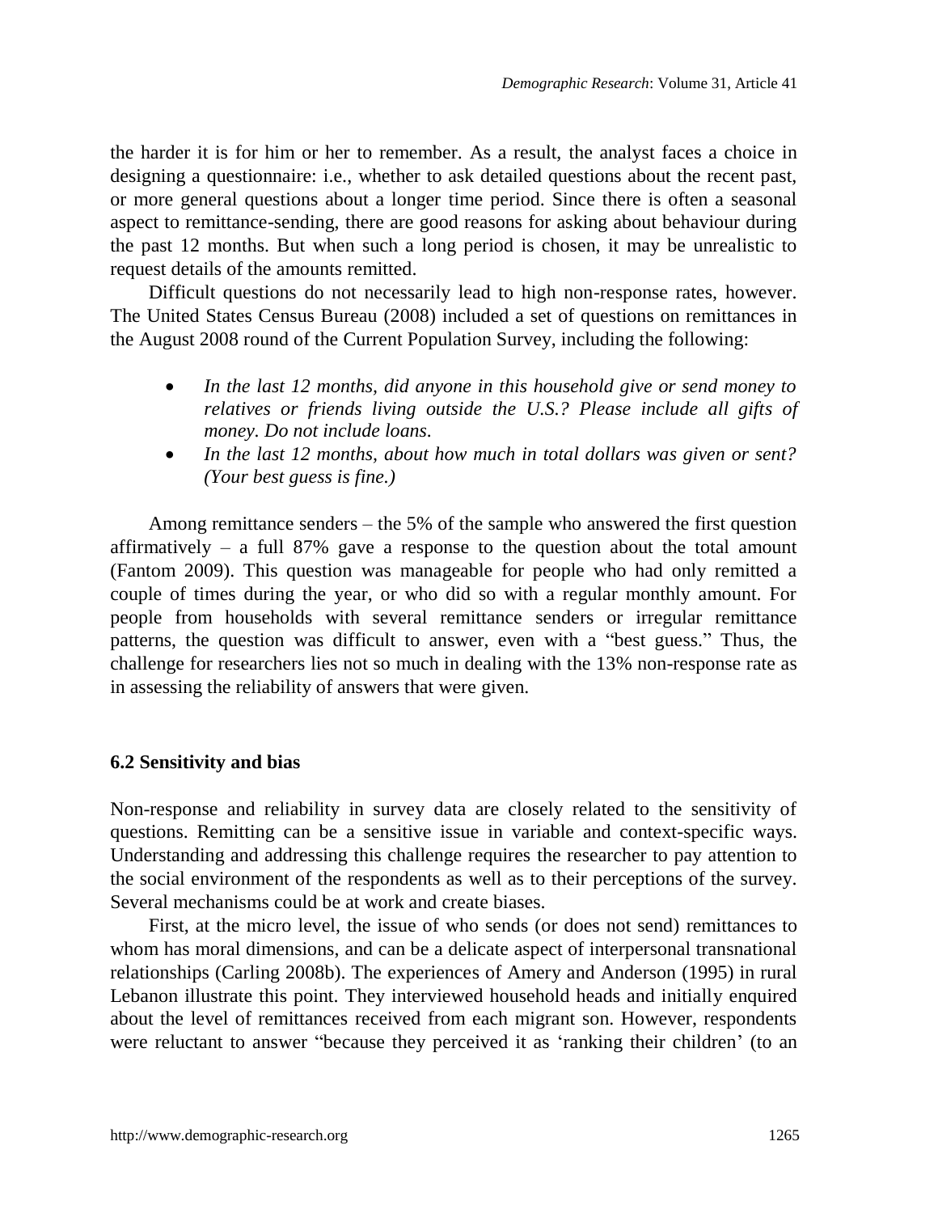the harder it is for him or her to remember. As a result, the analyst faces a choice in designing a questionnaire: i.e., whether to ask detailed questions about the recent past, or more general questions about a longer time period. Since there is often a seasonal aspect to remittance-sending, there are good reasons for asking about behaviour during the past 12 months. But when such a long period is chosen, it may be unrealistic to request details of the amounts remitted.

Difficult questions do not necessarily lead to high non-response rates, however. The United States Census Bureau (2008) included a set of questions on remittances in the August 2008 round of the Current Population Survey, including the following:

- *In the last 12 months, did anyone in this household give or send money to relatives or friends living outside the U.S.? Please include all gifts of money. Do not include loans.*
- *In the last 12 months, about how much in total dollars was given or sent? (Your best guess is fine.)*

Among remittance senders – the 5% of the sample who answered the first question affirmatively – a full 87% gave a response to the question about the total amount (Fantom 2009). This question was manageable for people who had only remitted a couple of times during the year, or who did so with a regular monthly amount. For people from households with several remittance senders or irregular remittance patterns, the question was difficult to answer, even with a "best guess." Thus, the challenge for researchers lies not so much in dealing with the 13% non-response rate as in assessing the reliability of answers that were given.

### 6.2 Sensitivity and bias

Non-response and reliability in survey data are closely related to the sensitivity of questions. Remitting can be a sensitive issue in variable and context-specific ways. Understanding and addressing this challenge requires the researcher to pay attention to the social environment of the respondents as well as to their perceptions of the survey. Several mechanisms could be at work and create biases.

First, at the micro level, the issue of who sends (or does not send) remittances to whom has moral dimensions, and can be a delicate aspect of interpersonal transnational relationships (Carling 2008b). The experiences of Amery and Anderson (1995) in rural Lebanon illustrate this point. They interviewed household heads and initially enquired about the level of remittances received from each migrant son. However, respondents were reluctant to answer "because they perceived it as 'ranking their children' (to an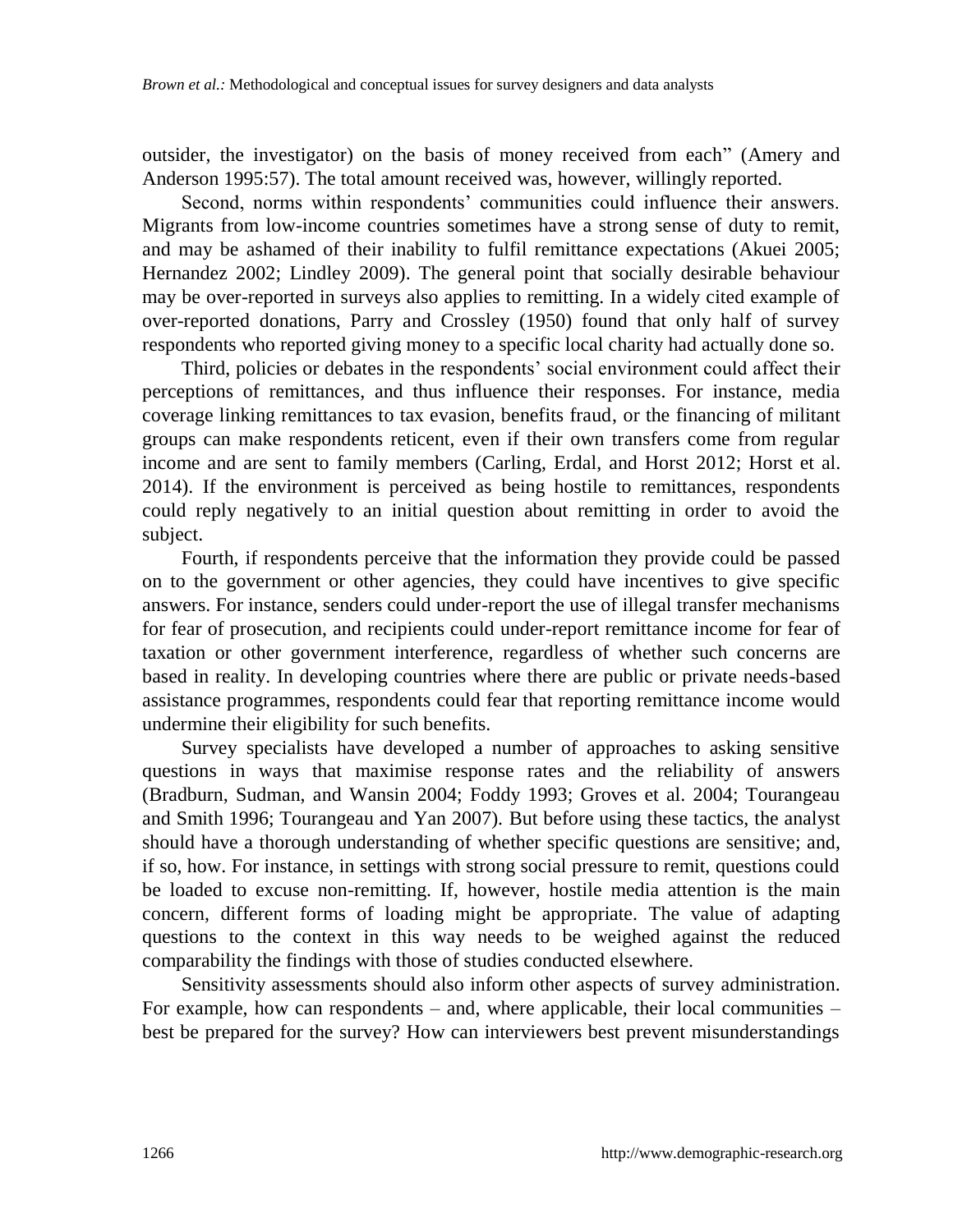outsider, the investigator) on the basis of money received from each" (Amery and Anderson 1995:57). The total amount received was, however, willingly reported.

Second, norms within respondents' communities could influence their answers. Migrants from low-income countries sometimes have a strong sense of duty to remit, and may be ashamed of their inability to fulfil remittance expectations (Akuei 2005; Hernandez 2002; Lindley 2009). The general point that socially desirable behaviour may be over-reported in surveys also applies to remitting. In a widely cited example of over-reported donations, Parry and Crossley (1950) found that only half of survey respondents who reported giving money to a specific local charity had actually done so.

Third, policies or debates in the respondents' social environment could affect their perceptions of remittances, and thus influence their responses. For instance, media coverage linking remittances to tax evasion, benefits fraud, or the financing of militant groups can make respondents reticent, even if their own transfers come from regular income and are sent to family members (Carling, Erdal, and Horst 2012; Horst et al. 2014). If the environment is perceived as being hostile to remittances, respondents could reply negatively to an initial question about remitting in order to avoid the subject.

Fourth, if respondents perceive that the information they provide could be passed on to the government or other agencies, they could have incentives to give specific answers. For instance, senders could under-report the use of illegal transfer mechanisms for fear of prosecution, and recipients could under-report remittance income for fear of taxation or other government interference, regardless of whether such concerns are based in reality. In developing countries where there are public or private needs-based assistance programmes, respondents could fear that reporting remittance income would undermine their eligibility for such benefits.

Survey specialists have developed a number of approaches to asking sensitive questions in ways that maximise response rates and the reliability of answers (Bradburn, Sudman, and Wansin 2004; Foddy 1993; Groves et al. 2004; Tourangeau and Smith 1996; Tourangeau and Yan 2007). But before using these tactics, the analyst should have a thorough understanding of whether specific questions are sensitive; and, if so, how. For instance, in settings with strong social pressure to remit, questions could be loaded to excuse non-remitting. If, however, hostile media attention is the main concern, different forms of loading might be appropriate. The value of adapting questions to the context in this way needs to be weighed against the reduced comparability the findings with those of studies conducted elsewhere.

Sensitivity assessments should also inform other aspects of survey administration. For example, how can respondents – and, where applicable, their local communities – best be prepared for the survey? How can interviewers best prevent misunderstandings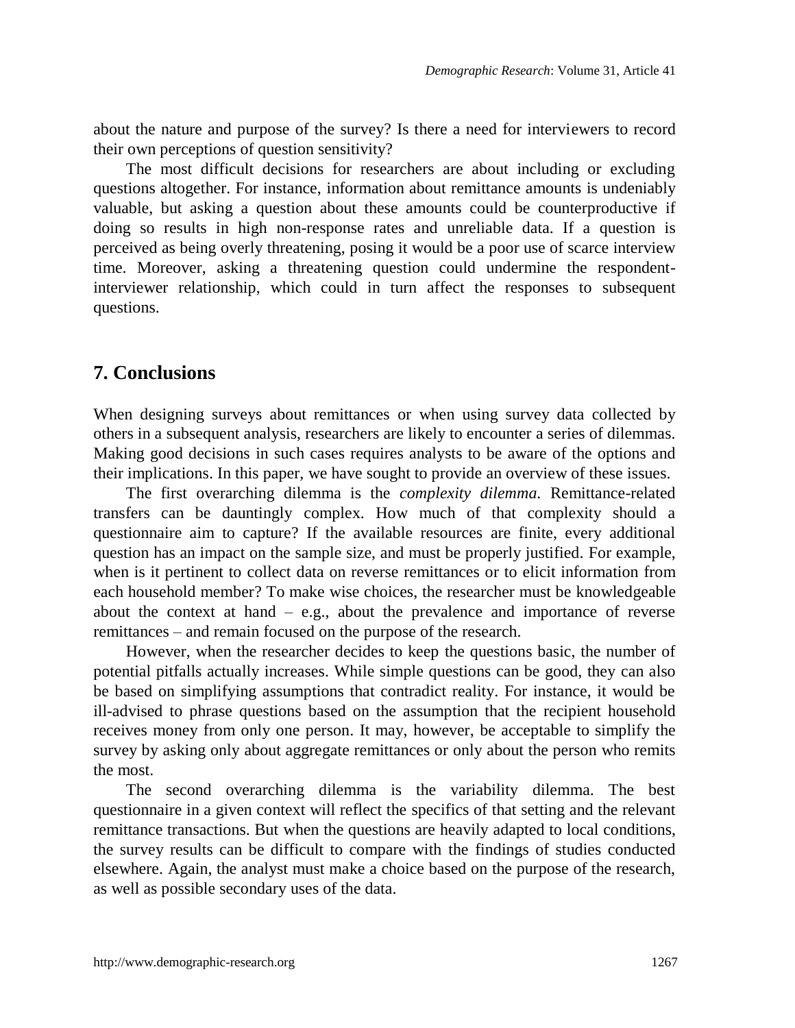about the nature and purpose of the survey? Is there a need for interviewers to record their own perceptions of question sensitivity?

The most difficult decisions for researchers are about including or excluding questions altogether. For instance, information about remittance amounts is undeniably valuable, but asking a question about these amounts could be counterproductive if doing so results in high non-response rates and unreliable data. If a question is perceived as being overly threatening, posing it would be a poor use of scarce interview time. Moreover, asking a threatening question could undermine the respondent-interviewer relationship, which could in turn affect the responses to subsequent questions.

## 7. Conclusions

When designing surveys about remittances or when using survey data collected by others in a subsequent analysis, researchers are likely to encounter a series of dilemmas. Making good decisions in such cases requires analysts to be aware of the options and their implications. In this paper, we have sought to provide an overview of these issues.

The first overarching dilemma is the *complexity dilemma.* Remittance-related transfers can be dauntingly complex. How much of that complexity should a questionnaire aim to capture? If the available resources are finite, every additional question has an impact on the sample size, and must be properly justified. For example, when is it pertinent to collect data on reverse remittances or to elicit information from each household member? To make wise choices, the researcher must be knowledgeable about the context at hand – e.g., about the prevalence and importance of reverse remittances – and remain focused on the purpose of the research.

However, when the researcher decides to keep the questions basic, the number of potential pitfalls actually increases. While simple questions can be good, they can also be based on simplifying assumptions that contradict reality. For instance, it would be ill-advised to phrase questions based on the assumption that the recipient household receives money from only one person. It may, however, be acceptable to simplify the survey by asking only about aggregate remittances or only about the person who remits the most.

The second overarching dilemma is the variability dilemma. The best questionnaire in a given context will reflect the specifics of that setting and the relevant remittance transactions. But when the questions are heavily adapted to local conditions, the survey results can be difficult to compare with the findings of studies conducted elsewhere. Again, the analyst must make a choice based on the purpose of the research, as well as possible secondary uses of the data.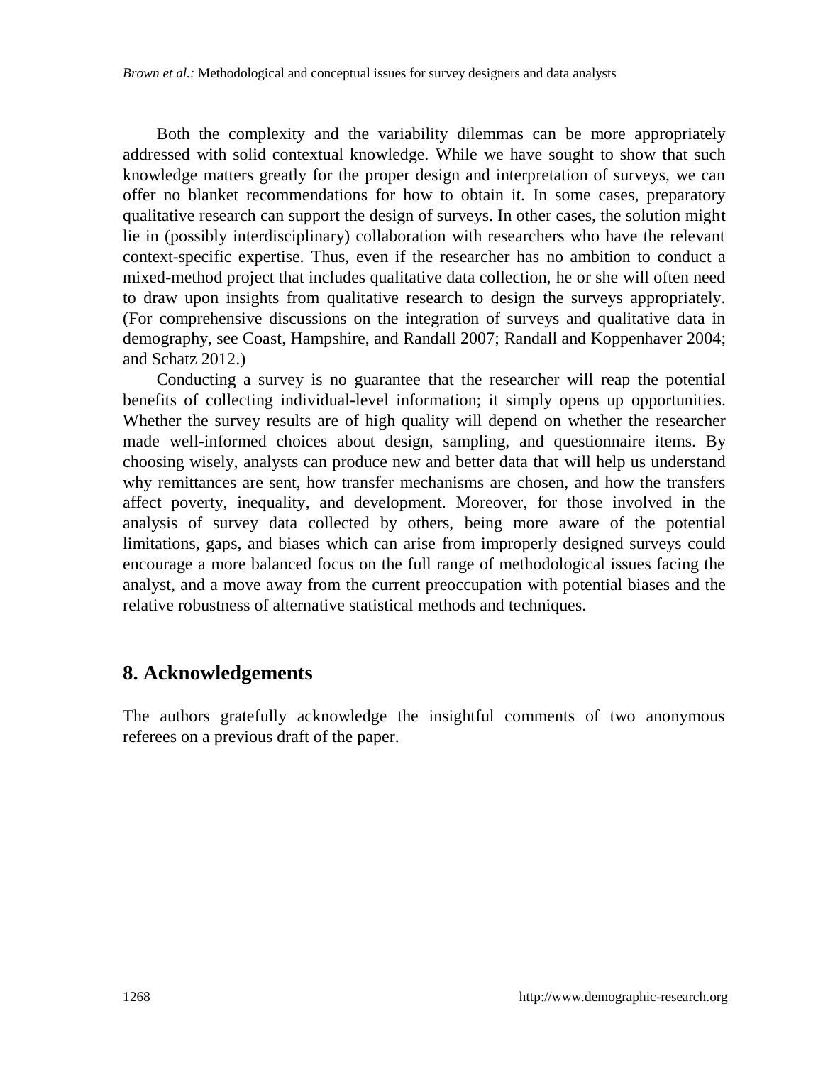Both the complexity and the variability dilemmas can be more appropriately addressed with solid contextual knowledge. While we have sought to show that such knowledge matters greatly for the proper design and interpretation of surveys, we can offer no blanket recommendations for how to obtain it. In some cases, preparatory qualitative research can support the design of surveys. In other cases, the solution might lie in (possibly interdisciplinary) collaboration with researchers who have the relevant context-specific expertise. Thus, even if the researcher has no ambition to conduct a mixed-method project that includes qualitative data collection, he or she will often need to draw upon insights from qualitative research to design the surveys appropriately. (For comprehensive discussions on the integration of surveys and qualitative data in demography, see Coast, Hampshire, and Randall 2007; Randall and Koppenhaver 2004; and Schatz 2012.)

Conducting a survey is no guarantee that the researcher will reap the potential benefits of collecting individual-level information; it simply opens up opportunities. Whether the survey results are of high quality will depend on whether the researcher made well-informed choices about design, sampling, and questionnaire items. By choosing wisely, analysts can produce new and better data that will help us understand why remittances are sent, how transfer mechanisms are chosen, and how the transfers affect poverty, inequality, and development. Moreover, for those involved in the analysis of survey data collected by others, being more aware of the potential limitations, gaps, and biases which can arise from improperly designed surveys could encourage a more balanced focus on the full range of methodological issues facing the analyst, and a move away from the current preoccupation with potential biases and the relative robustness of alternative statistical methods and techniques.

## 8. Acknowledgements

The authors gratefully acknowledge the insightful comments of two anonymous referees on a previous draft of the paper.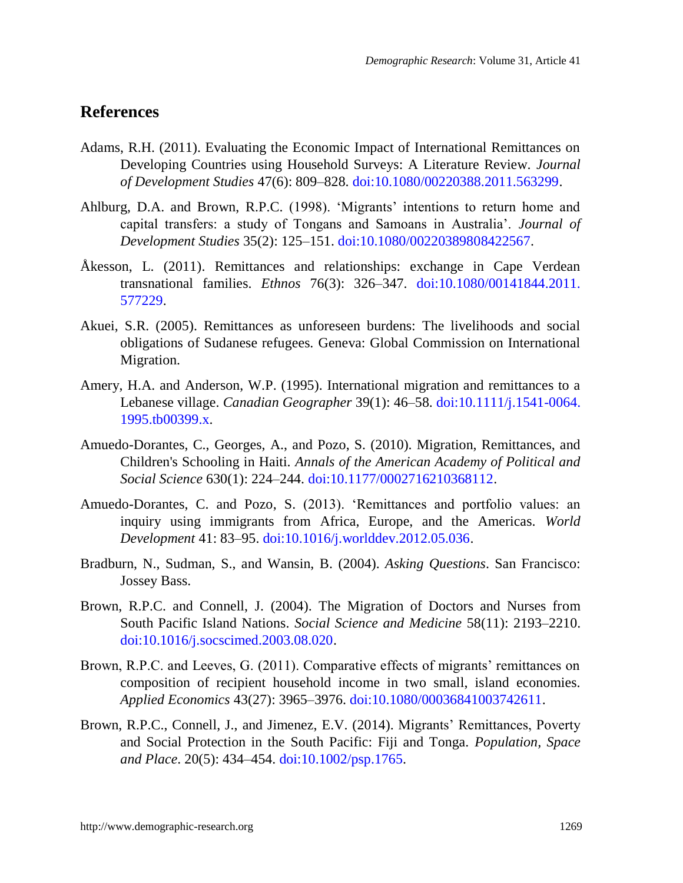## References

Adams, R.H. (2011). Evaluating the Economic Impact of International Remittances on Developing Countries using Household Surveys: A Literature Review. *Journal of Development Studies* 47(6): 809–828. doi:10.1080/00220388.2011.563299.

Ahlburg, D.A. and Brown, R.P.C. (1998). 'Migrants' intentions to return home and capital transfers: a study of Tongans and Samoans in Australia'. *Journal of Development Studies* 35(2): 125–151. doi:10.1080/00220389808422567.

Åkesson, L. (2011). Remittances and relationships: exchange in Cape Verdean transnational families. *Ethnos* 76(3): 326–347. doi:10.1080/00141844.2011.577229.

Akuei, S.R. (2005). Remittances as unforeseen burdens: The livelihoods and social obligations of Sudanese refugees. Geneva: Global Commission on International Migration.

Amery, H.A. and Anderson, W.P. (1995). International migration and remittances to a Lebanese village. *Canadian Geographer* 39(1): 46–58. doi:10.1111/j.1541-0064.1995.tb00399.x.

Amuedo-Dorantes, C., Georges, A., and Pozo, S. (2010). Migration, Remittances, and Children's Schooling in Haiti. *Annals of the American Academy of Political and Social Science* 630(1): 224–244. doi:10.1177/0002716210368112.

Amuedo-Dorantes, C. and Pozo, S. (2013). 'Remittances and portfolio values: an inquiry using immigrants from Africa, Europe, and the Americas. *World Development* 41: 83–95. doi:10.1016/j.worlddev.2012.05.036.

Bradburn, N., Sudman, S., and Wansin, B. (2004). *Asking Questions*. San Francisco: Jossey Bass.

Brown, R.P.C. and Connell, J. (2004). The Migration of Doctors and Nurses from South Pacific Island Nations. *Social Science and Medicine* 58(11): 2193–2210. doi:10.1016/j.socscimed.2003.08.020.

Brown, R.P.C. and Leeves, G. (2011). Comparative effects of migrants' remittances on composition of recipient household income in two small, island economies. *Applied Economics* 43(27): 3965–3976. doi:10.1080/00036841003742611.

Brown, R.P.C., Connell, J., and Jimenez, E.V. (2014). Migrants' Remittances, Poverty and Social Protection in the South Pacific: Fiji and Tonga. *Population, Space and Place*. 20(5): 434–454. doi:10.1002/psp.1765.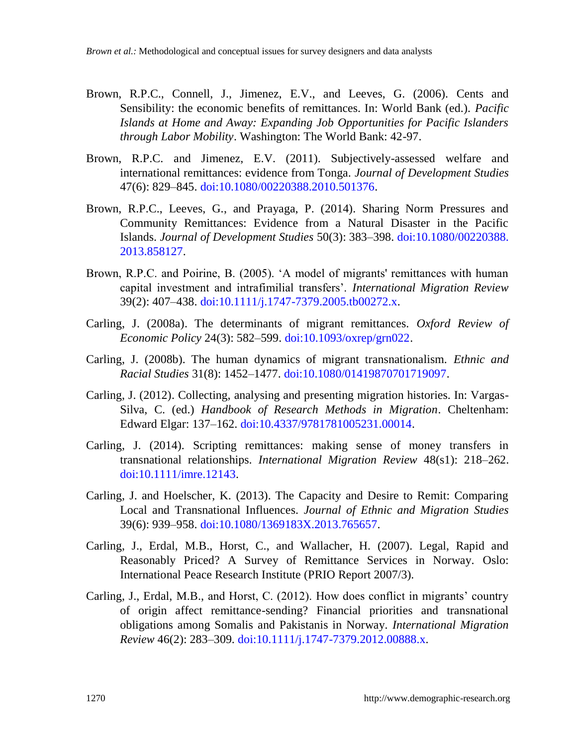Brown, R.P.C., Connell, J., Jimenez, E.V., and Leeves, G. (2006). Cents and Sensibility: the economic benefits of remittances. In: World Bank (ed.). *Pacific Islands at Home and Away: Expanding Job Opportunities for Pacific Islanders through Labor Mobility*. Washington: The World Bank: 42-97.

Brown, R.P.C. and Jimenez, E.V. (2011). Subjectively-assessed welfare and international remittances: evidence from Tonga. *Journal of Development Studies* 47(6): 829–845. doi:10.1080/00220388.2010.501376.

Brown, R.P.C., Leeves, G., and Prayaga, P. (2014). Sharing Norm Pressures and Community Remittances: Evidence from a Natural Disaster in the Pacific Islands. *Journal of Development Studies* 50(3): 383–398. doi:10.1080/00220388.2013.858127.

Brown, R.P.C. and Poirine, B. (2005). 'A model of migrants' remittances with human capital investment and intrafimilial transfers'. *International Migration Review* 39(2): 407–438. doi:10.1111/j.1747-7379.2005.tb00272.x.

Carling, J. (2008a). The determinants of migrant remittances. *Oxford Review of Economic Policy* 24(3): 582–599. doi:10.1093/oxrep/grn022.

Carling, J. (2008b). The human dynamics of migrant transnationalism. *Ethnic and Racial Studies* 31(8): 1452–1477. doi:10.1080/01419870701719097.

Carling, J. (2012). Collecting, analysing and presenting migration histories. In: Vargas-Silva, C. (ed.) *Handbook of Research Methods in Migration*. Cheltenham: Edward Elgar: 137–162. doi:10.4337/9781781005231.00014.

Carling, J. (2014). Scripting remittances: making sense of money transfers in transnational relationships. *International Migration Review* 48(s1): 218–262. doi:10.1111/imre.12143.

Carling, J. and Hoelscher, K. (2013). The Capacity and Desire to Remit: Comparing Local and Transnational Influences. *Journal of Ethnic and Migration Studies* 39(6): 939–958. doi:10.1080/1369183X.2013.765657.

Carling, J., Erdal, M.B., Horst, C., and Wallacher, H. (2007). Legal, Rapid and Reasonably Priced? A Survey of Remittance Services in Norway. Oslo: International Peace Research Institute (PRIO Report 2007/3).

Carling, J., Erdal, M.B., and Horst, C. (2012). How does conflict in migrants' country of origin affect remittance-sending? Financial priorities and transnational obligations among Somalis and Pakistanis in Norway. *International Migration Review* 46(2): 283–309. doi:10.1111/j.1747-7379.2012.00888.x.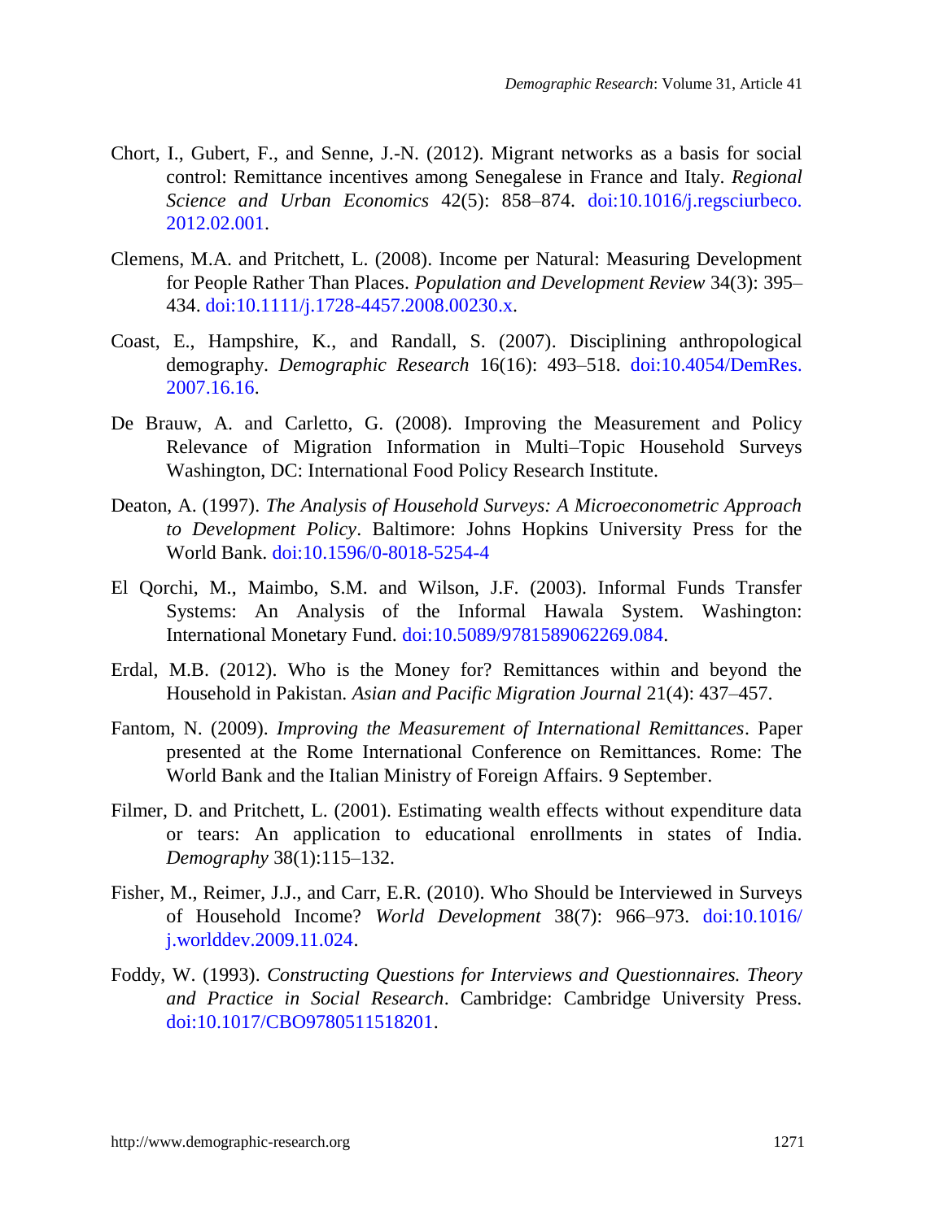Chort, I., Gubert, F., and Senne, J.-N. (2012). Migrant networks as a basis for social control: Remittance incentives among Senegalese in France and Italy. *Regional Science and Urban Economics* 42(5): 858–874. doi:10.1016/j.regsciurbeco.2012.02.001.

Clemens, M.A. and Pritchett, L. (2008). Income per Natural: Measuring Development for People Rather Than Places. *Population and Development Review* 34(3): 395–434. doi:10.1111/j.1728-4457.2008.00230.x.

Coast, E., Hampshire, K., and Randall, S. (2007). Disciplining anthropological demography. *Demographic Research* 16(16): 493–518. doi:10.4054/DemRes.2007.16.16.

De Brauw, A. and Carletto, G. (2008). Improving the Measurement and Policy Relevance of Migration Information in Multi–Topic Household Surveys Washington, DC: International Food Policy Research Institute.

Deaton, A. (1997). *The Analysis of Household Surveys: A Microeconometric Approach to Development Policy*. Baltimore: Johns Hopkins University Press for the World Bank. doi:10.1596/0-8018-5254-4

El Qorchi, M., Maimbo, S.M. and Wilson, J.F. (2003). Informal Funds Transfer Systems: An Analysis of the Informal Hawala System. Washington: International Monetary Fund. doi:10.5089/9781589062269.084.

Erdal, M.B. (2012). Who is the Money for? Remittances within and beyond the Household in Pakistan. *Asian and Pacific Migration Journal* 21(4): 437–457.

Fantom, N. (2009). *Improving the Measurement of International Remittances*. Paper presented at the Rome International Conference on Remittances. Rome: The World Bank and the Italian Ministry of Foreign Affairs. 9 September.

Filmer, D. and Pritchett, L. (2001). Estimating wealth effects without expenditure data or tears: An application to educational enrollments in states of India. *Demography* 38(1):115–132.

Fisher, M., Reimer, J.J., and Carr, E.R. (2010). Who Should be Interviewed in Surveys of Household Income? *World Development* 38(7): 966–973. doi:10.1016/j.worlddev.2009.11.024.

Foddy, W. (1993). *Constructing Questions for Interviews and Questionnaires. Theory and Practice in Social Research*. Cambridge: Cambridge University Press. doi:10.1017/CBO9780511518201.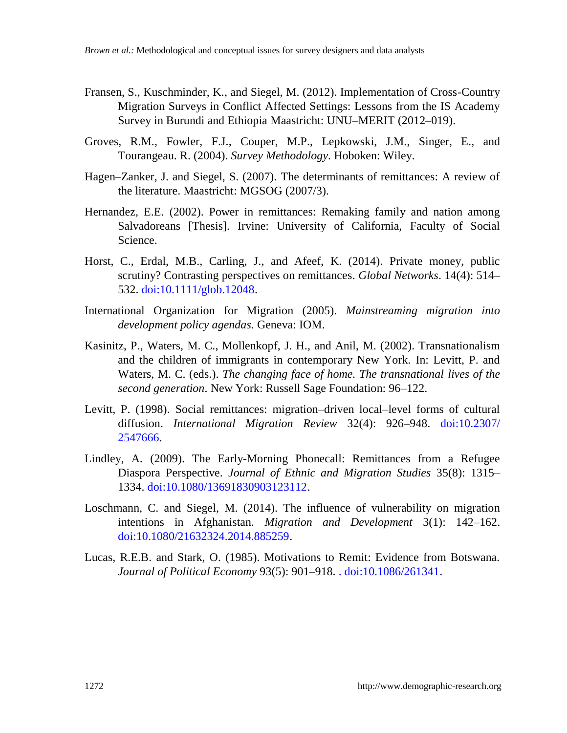Fransen, S., Kuschminder, K., and Siegel, M. (2012). Implementation of Cross-Country Migration Surveys in Conflict Affected Settings: Lessons from the IS Academy Survey in Burundi and Ethiopia Maastricht: UNU–MERIT (2012–019).

Groves, R.M., Fowler, F.J., Couper, M.P., Lepkowski, J.M., Singer, E., and Tourangeau. R. (2004). *Survey Methodology*. Hoboken: Wiley.

Hagen–Zanker, J. and Siegel, S. (2007). The determinants of remittances: A review of the literature. Maastricht: MGSOG (2007/3).

Hernandez, E.E. (2002). Power in remittances: Remaking family and nation among Salvadoreans [Thesis]. Irvine: University of California, Faculty of Social Science.

Horst, C., Erdal, M.B., Carling, J., and Afeef, K. (2014). Private money, public scrutiny? Contrasting perspectives on remittances. *Global Networks*. 14(4): 514–532. doi:10.1111/glob.12048.

International Organization for Migration (2005). *Mainstreaming migration into development policy agendas.* Geneva: IOM.

Kasinitz, P., Waters, M. C., Mollenkopf, J. H., and Anil, M. (2002). Transnationalism and the children of immigrants in contemporary New York. In: Levitt, P. and Waters, M. C. (eds.). *The changing face of home. The transnational lives of the second generation*. New York: Russell Sage Foundation: 96–122.

Levitt, P. (1998). Social remittances: migration–driven local–level forms of cultural diffusion. *International Migration Review* 32(4): 926–948. doi:10.2307/2547666.

Lindley, A. (2009). The Early-Morning Phonecall: Remittances from a Refugee Diaspora Perspective. *Journal of Ethnic and Migration Studies* 35(8): 1315–1334. doi:10.1080/13691830903123112.

Loschmann, C. and Siegel, M. (2014). The influence of vulnerability on migration intentions in Afghanistan. *Migration and Development* 3(1): 142–162. doi:10.1080/21632324.2014.885259.

Lucas, R.E.B. and Stark, O. (1985). Motivations to Remit: Evidence from Botswana. *Journal of Political Economy* 93(5): 901–918. . doi:10.1086/261341.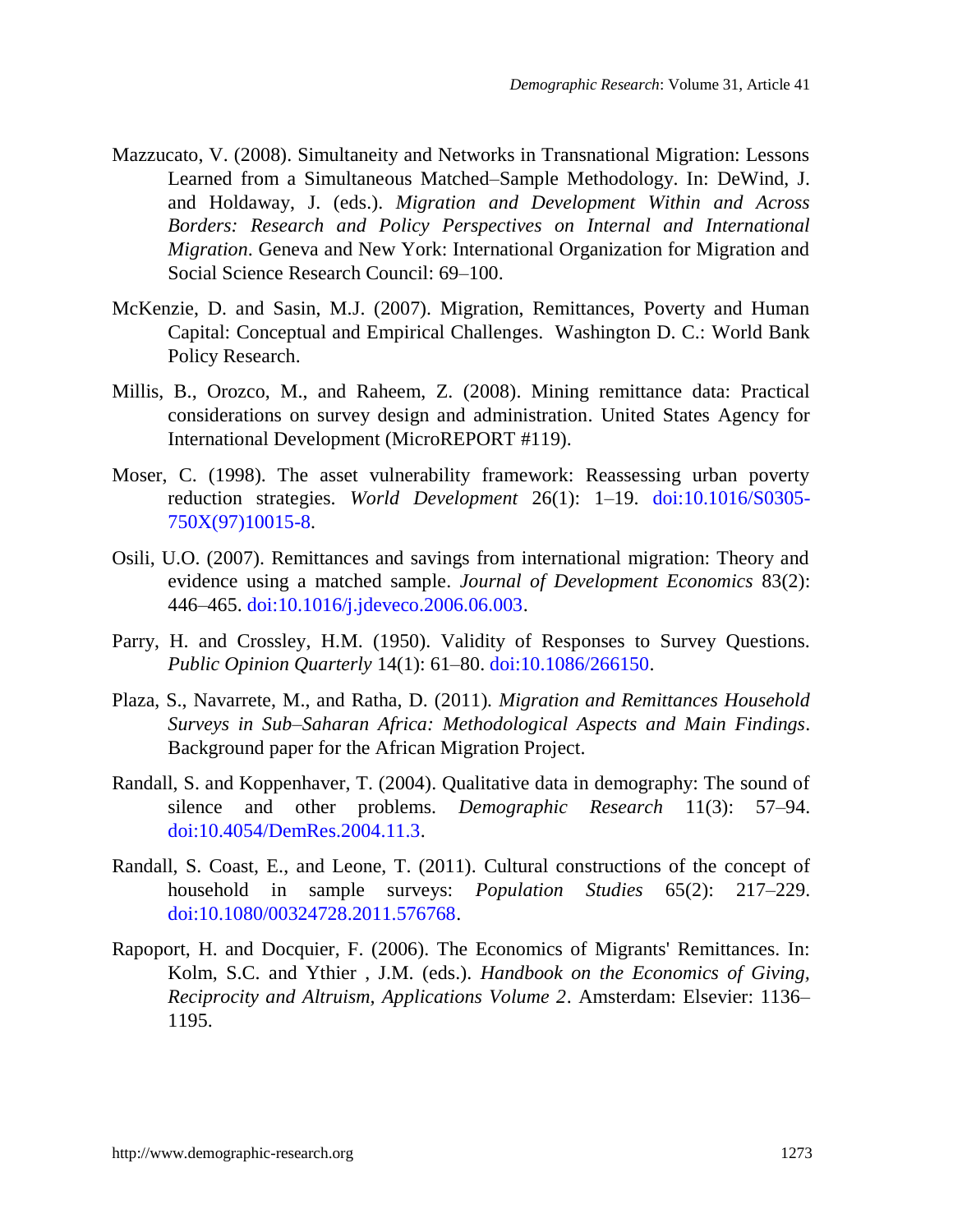Mazzucato, V. (2008). Simultaneity and Networks in Transnational Migration: Lessons Learned from a Simultaneous Matched–Sample Methodology. In: DeWind, J. and Holdaway, J. (eds.). *Migration and Development Within and Across Borders: Research and Policy Perspectives on Internal and International Migration*. Geneva and New York: International Organization for Migration and Social Science Research Council: 69–100.

McKenzie, D. and Sasin, M.J. (2007). Migration, Remittances, Poverty and Human Capital: Conceptual and Empirical Challenges. Washington D. C.: World Bank Policy Research.

Millis, B., Orozco, M., and Raheem, Z. (2008). Mining remittance data: Practical considerations on survey design and administration. United States Agency for International Development (MicroREPORT #119).

Moser, C. (1998). The asset vulnerability framework: Reassessing urban poverty reduction strategies. *World Development* 26(1): 1–19. doi:10.1016/S0305-750X(97)10015-8.

Osili, U.O. (2007). Remittances and savings from international migration: Theory and evidence using a matched sample. *Journal of Development Economics* 83(2): 446–465. doi:10.1016/j.jdeveco.2006.06.003.

Parry, H. and Crossley, H.M. (1950). Validity of Responses to Survey Questions. *Public Opinion Quarterly* 14(1): 61–80. doi:10.1086/266150.

Plaza, S., Navarrete, M., and Ratha, D. (2011). *Migration and Remittances Household Surveys in Sub–Saharan Africa: Methodological Aspects and Main Findings*. Background paper for the African Migration Project.

Randall, S. and Koppenhaver, T. (2004). Qualitative data in demography: The sound of silence and other problems. *Demographic Research* 11(3): 57–94. doi:10.4054/DemRes.2004.11.3.

Randall, S. Coast, E., and Leone, T. (2011). Cultural constructions of the concept of household in sample surveys: *Population Studies* 65(2): 217–229. doi:10.1080/00324728.2011.576768.

Rapoport, H. and Docquier, F. (2006). The Economics of Migrants' Remittances. In: Kolm, S.C. and Ythier , J.M. (eds.). *Handbook on the Economics of Giving, Reciprocity and Altruism, Applications Volume 2*. Amsterdam: Elsevier: 1136–1195.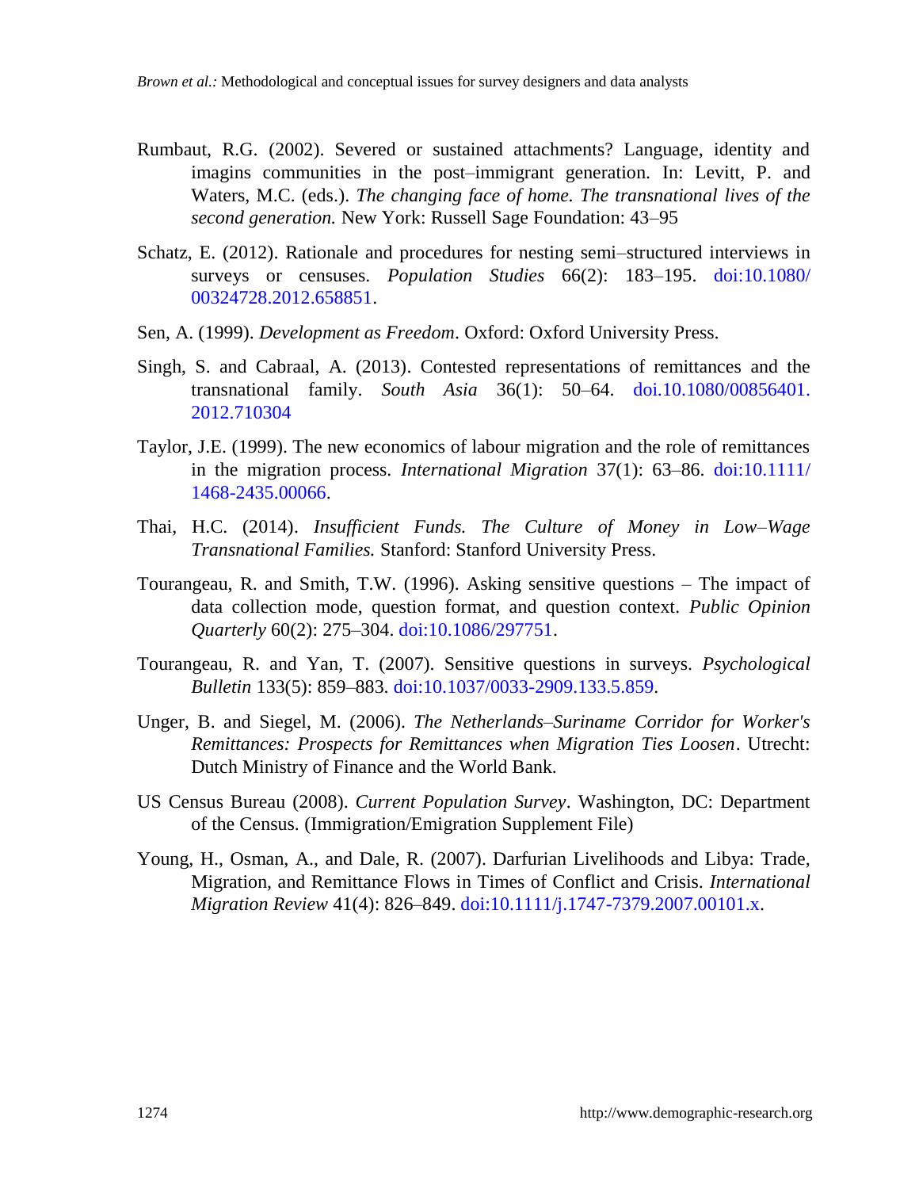Rumbaut, R.G. (2002). Severed or sustained attachments? Language, identity and imagins communities in the post–immigrant generation. In: Levitt, P. and Waters, M.C. (eds.). *The changing face of home. The transnational lives of the second generation.* New York: Russell Sage Foundation: 43–95

Schatz, E. (2012). Rationale and procedures for nesting semi–structured interviews in surveys or censuses. *Population Studies* 66(2): 183–195. doi:10.1080/00324728.2012.658851.

Sen, A. (1999). *Development as Freedom*. Oxford: Oxford University Press.

Singh, S. and Cabraal, A. (2013). Contested representations of remittances and the transnational family. *South Asia* 36(1): 50–64. doi.10.1080/00856401.2012.710304

Taylor, J.E. (1999). The new economics of labour migration and the role of remittances in the migration process. *International Migration* 37(1): 63–86. doi:10.1111/1468-2435.00066.

Thai, H.C. (2014). *Insufficient Funds. The Culture of Money in Low–Wage Transnational Families.* Stanford: Stanford University Press.

Tourangeau, R. and Smith, T.W. (1996). Asking sensitive questions – The impact of data collection mode, question format, and question context. *Public Opinion Quarterly* 60(2): 275–304. doi:10.1086/297751.

Tourangeau, R. and Yan, T. (2007). Sensitive questions in surveys. *Psychological Bulletin* 133(5): 859–883. doi:10.1037/0033-2909.133.5.859.

Unger, B. and Siegel, M. (2006). *The Netherlands–Suriname Corridor for Worker's Remittances: Prospects for Remittances when Migration Ties Loosen*. Utrecht: Dutch Ministry of Finance and the World Bank.

US Census Bureau (2008). *Current Population Survey*. Washington, DC: Department of the Census. (Immigration/Emigration Supplement File)

Young, H., Osman, A., and Dale, R. (2007). Darfurian Livelihoods and Libya: Trade, Migration, and Remittance Flows in Times of Conflict and Crisis. *International Migration Review* 41(4): 826–849. doi:10.1111/j.1747-7379.2007.00101.x.